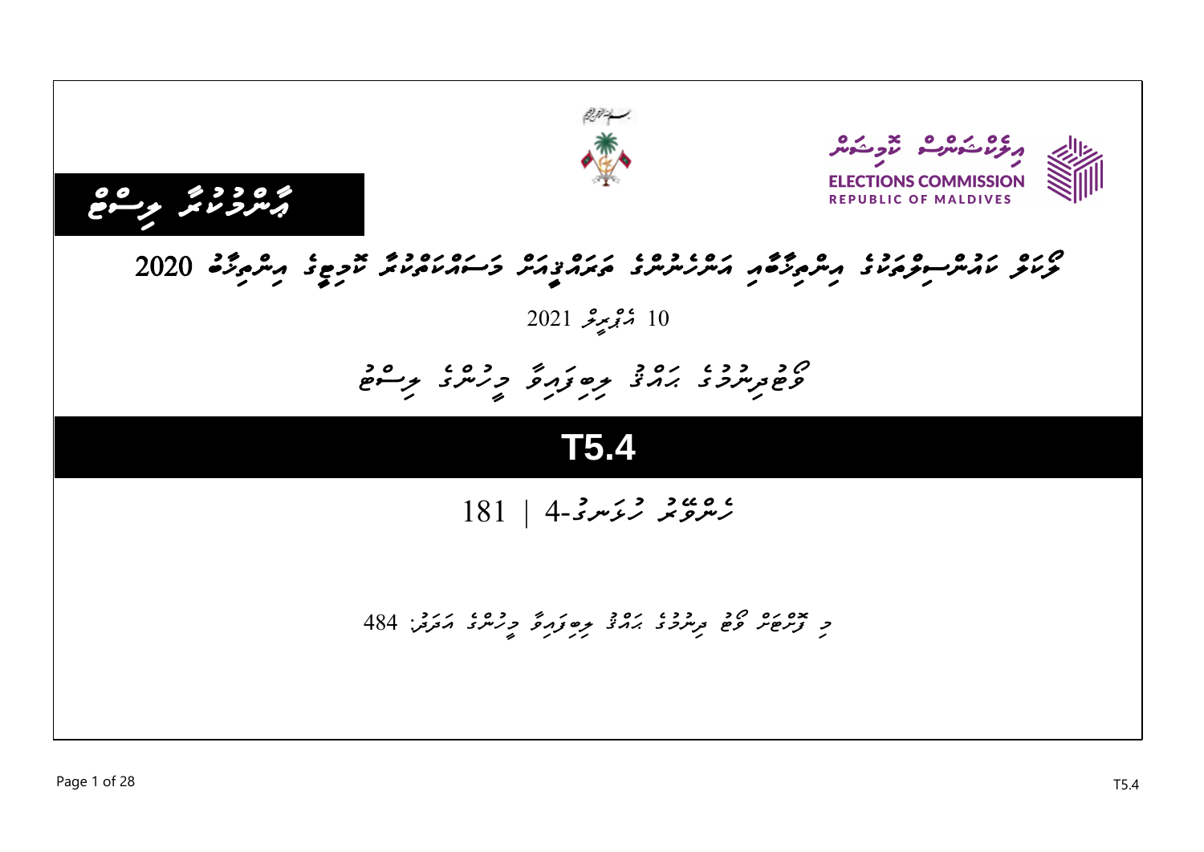އިލެކްޝަންސް ކޮމިޝަން

ELECTIONS COMMISSION

REPUBLIC OF MALDIVES

އާންމުކުރާ ލިސްޓު

# ލޯކަލް ކައުންސިލްތަކުގެ އިންތިޚާބާއި އަންހެނުންގެ ތަރައްޤީއަށް މަސައްކަތްކުރާ ކޮމިޓީގެ އިންތިޚާބު 2020

10 އެޕްރީލް 2021

ވޯޓުދިނުމުގެ ޙައްޤު ލިބިފައިވާ މީހުންގެ ލިސްޓު

# T5.4

ހުޅުވާރު ހުވަދުގެ-4 | 181

މި ފޮތުގައި ވޯޓު ދިނުމުގެ ޙައްޤު ލިބިފައިވާ މީހުންގެ އަދަދު: 484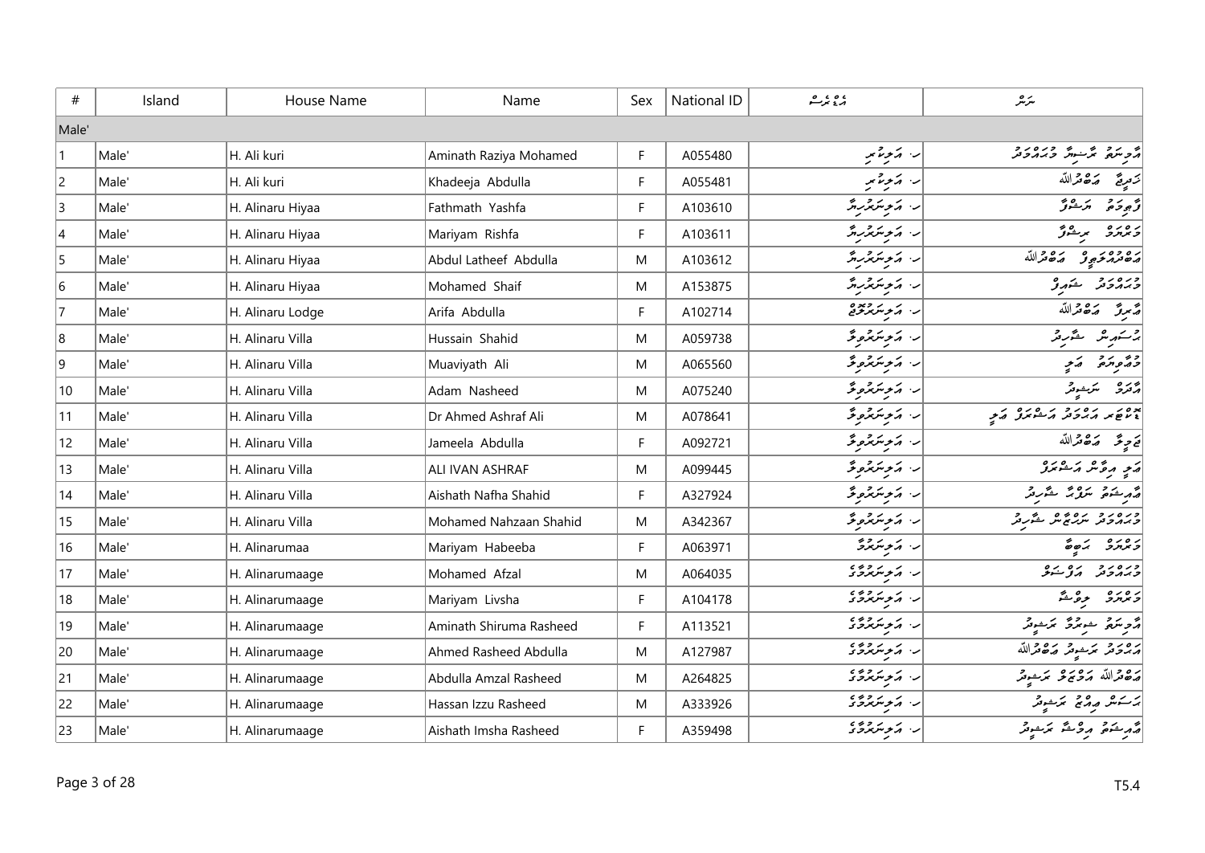| # | Island | House Name | Name | Sex | National ID | ގެއާއި ރަށް | ނަން |
|---|---|---|---|---|---|---|---|
| Male' | | | | | | | |
| 1 | Male' | H. Ali kuri | Aminath Raziya Mohamed | F | A055480 | ހ. އަލިކުރި | އާމިނަތު ރާޒިޔާ މުޙައްމަދު |
| 2 | Male' | H. Ali kuri | Khadeeja Abdulla | F | A055481 | ހ. އަލިކުރި | ޚަދީޖާ އަބްދުﷲ |
| 3 | Male' | H. Alinaru Hiyaa | Fathmath Yashfa | F | A103610 | ހ. އަލިނަރުހިޔާ | ފާތިމަތު ޔަޝްފާ |
| 4 | Male' | H. Alinaru Hiyaa | Mariyam Rishfa | F | A103611 | ހ. އަލިނަރުހިޔާ | މަރިޔަމް ރިޝްފާ |
| 5 | Male' | H. Alinaru Hiyaa | Abdul Latheef Abdulla | M | A103612 | ހ. އަލިނަރުހިޔާ | އަބްދުއްލަޠީފު އަބްދުﷲ |
| 6 | Male' | H. Alinaru Hiyaa | Mohamed Shaif | M | A153875 | ހ. އަލިނަރުހިޔާ | މުޙައްމަދު ޝާއިފު |
| 7 | Male' | H. Alinaru Lodge | Arifa Abdulla | F | A102714 | ހ. އަލިނަރުލޮޖު | އާރިފާ އަބްދުﷲ |
| 8 | Male' | H. Alinaru Villa | Hussain Shahid | M | A059738 | ހ. އަލިނަރުވިލާ | ޙުސައިން ޝާހިދު |
| 9 | Male' | H. Alinaru Villa | Muaviyath Ali | M | A065560 | ހ. އަލިނަރުވިލާ | މުއާވިޔަތު އަލި |
| 10 | Male' | H. Alinaru Villa | Adam Nasheed | M | A075240 | ހ. އަލިނަރުވިލާ | އާދަމް ނަޝީދު |
| 11 | Male' | H. Alinaru Villa | Dr Ahmed Ashraf Ali | M | A078641 | ހ. އަލިނަރުވިލާ | ޑޮކްޓަރ އަޙްމަދު އަޝްރަފް އަލި |
| 12 | Male' | H. Alinaru Villa | Jameela Abdulla | F | A092721 | ހ. އަލިނަރުވިލާ | ޖަމީލާ އަބްދުﷲ |
| 13 | Male' | H. Alinaru Villa | ALI IVAN ASHRAF | M | A099445 | ހ. އަލިނަރުވިލާ | އަލި އިވާން އަޝްރަފް |
| 14 | Male' | H. Alinaru Villa | Aishath Nafha Shahid | F | A327924 | ހ. އަލިނަރުވިލާ | އާއިޝަތު ނަފްހާ ޝާހިދު |
| 15 | Male' | H. Alinaru Villa | Mohamed Nahzaan Shahid | M | A342367 | ހ. އަލިނަރުވިލާ | މުޙައްމަދު ނަހްޒާން ޝާހިދު |
| 16 | Male' | H. Alinarumaa | Mariyam Habeeba | F | A063971 | ހ. އަލިނަރުމާ | މަރިޔަމް ހަބީބާ |
| 17 | Male' | H. Alinarumaage | Mohamed Afzal | M | A064035 | ހ. އަލިނަރުމާގެ | މުޙައްމަދު އަފްޟަލް |
| 18 | Male' | H. Alinarumaage | Mariyam Livsha | F | A104178 | ހ. އަލިނަރުމާގެ | މަރިޔަމް ލިވްޝާ |
| 19 | Male' | H. Alinarumaage | Aminath Shiruma Rasheed | F | A113521 | ހ. އަލިނަރުމާގެ | އާމިނަތު ޝިރުމާ ރަޝީދު |
| 20 | Male' | H. Alinarumaage | Ahmed Rasheed Abdulla | M | A127987 | ހ. އަލިނަރުމާގެ | އަޙްމަދު ރަޝީދު އަބްދުﷲ |
| 21 | Male' | H. Alinarumaage | Abdulla Amzal Rasheed | M | A264825 | ހ. އަލިނަރުމާގެ | އަބްދުﷲ އަމްޒަލް ރަޝީދު |
| 22 | Male' | H. Alinarumaage | Hassan Izzu Rasheed | M | A333926 | ހ. އަލިނަރުމާގެ | ޙަސަން އިއްޒު ރަޝީދު |
| 23 | Male' | H. Alinarumaage | Aishath Imsha Rasheed | F | A359498 | ހ. އަލިނަރުމާގެ | އާއިޝަތު އިމްޝާ ރަޝީދު |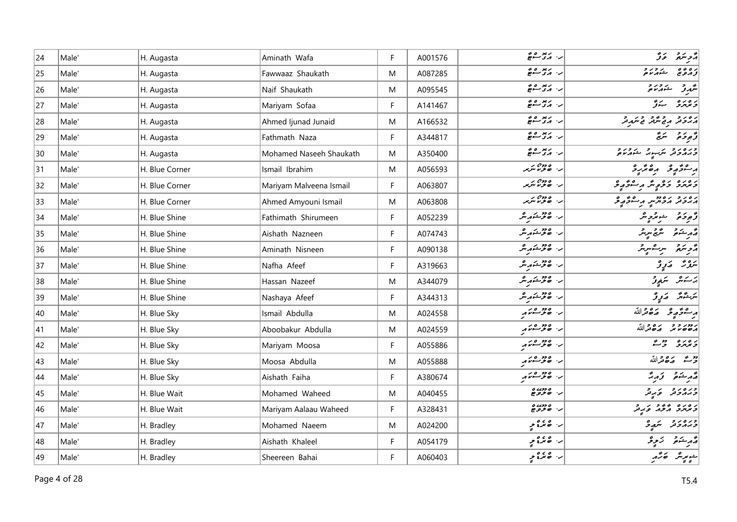| 24 | Male' | H. Augasta | Aminath Wafa | F | A001576 | ހ. އޯގަސްޓާ | އާމިނަތު ވަފާ |
|---|---|---|---|---|---|---|---|
| 25 | Male' | H. Augasta | Fawwaaz Shaukath | M | A087285 | ހ. އޯގަސްޓާ | ފައްވާޒު ޝައުކަތު |
| 26 | Male' | H. Augasta | Naif Shaukath | M | A095545 | ހ. އޯގަސްޓާ | ނާއިފު ޝައުކަތު |
| 27 | Male' | H. Augasta | Mariyam Sofaa | F | A141467 | ހ. އޯގަސްޓާ | މަރިޔަމް ސޯފާ |
| 28 | Male' | H. Augasta | Ahmed Ijunad Junaid | M | A166532 | ހ. އޯގަސްޓާ | އަޙްމަދު އިޖުނާދު ޖުނައިދު |
| 29 | Male' | H. Augasta | Fathmath Naza | F | A344817 | ހ. އޯގަސްޓާ | ފާތިމަތު ނަޒާ |
| 30 | Male' | H. Augasta | Mohamed Naseeh Shaukath | M | A350400 | ހ. އޯގަސްޓާ | މުޙައްމަދު ނަސީޙު ޝައުކަތު |
| 31 | Male' | H. Blue Corner | Ismail Ibrahim | M | A056593 | ހ. ބްލޫކޯނަރ | އިސްމާޢީލް އިބްރާހީމް |
| 32 | Male' | H. Blue Corner | Mariyam Malveena Ismail | F | A063807 | ހ. ބްލޫކޯނަރ | މަރިޔަމް މަލްވީނާ އިސްމާޢީލް |
| 33 | Male' | H. Blue Corner | Ahmed Amyouni Ismail | M | A063808 | ހ. ބްލޫކޯނަރ | އަޙްމަދު އަމްޔޫނީ އިސްމާޢީލް |
| 34 | Male' | H. Blue Shine | Fathimath Shirumeen | F | A052239 | ހ. ބްލޫޝައިން | ފާތިމަތު ޝިރުމީން |
| 35 | Male' | H. Blue Shine | Aishath Nazneen | F | A074743 | ހ. ބްލޫޝައިން | އައިޝަތު ނާޒްނީން |
| 36 | Male' | H. Blue Shine | Aminath Nisneen | F | A090138 | ހ. ބްލޫޝައިން | އާމިނަތު ނިސްނީން |
| 37 | Male' | H. Blue Shine | Nafha Afeef | F | A319663 | ހ. ބްލޫޝައިން | ނަފްހާ އަފީފް |
| 38 | Male' | H. Blue Shine | Hassan Nazeef | M | A344079 | ހ. ބްލޫޝައިން | ހަސަން ނަޒީފް |
| 39 | Male' | H. Blue Shine | Nashaya Afeef | F | A344313 | ހ. ބްލޫޝައިން | ނަޝާޔާ އަފީފް |
| 40 | Male' | H. Blue Sky | Ismail Abdulla | M | A024558 | ހ. ބްލޫސްކައި | އިސްމާޢީލް އަބްދުﷲ |
| 41 | Male' | H. Blue Sky | Aboobakur Abdulla | M | A024559 | ހ. ބްލޫސްކައި | އަބޫބަކުރު އަބްދުﷲ |
| 42 | Male' | H. Blue Sky | Mariyam Moosa | F | A055886 | ހ. ބްލޫސްކައި | މަރިޔަމް މޫސާ |
| 43 | Male' | H. Blue Sky | Moosa Abdulla | M | A055888 | ހ. ބްލޫސްކައި | މޫސާ އަބްދުﷲ |
| 44 | Male' | H. Blue Sky | Aishath Faiha | F | A380674 | ހ. ބްލޫސްކައި | އައިޝަތު ފައިހާ |
| 45 | Male' | H. Blue Wait | Mohamed Waheed | M | A040455 | ހ. ބްލޫވޭޓް | މުޙައްމަދު ވަޙީދު |
| 46 | Male' | H. Blue Wait | Mariyam Aalaau Waheed | F | A328431 | ހ. ބްލޫވޭޓް | މަރިޔަމް އާލާއު ވަޙީދު |
| 47 | Male' | H. Bradley | Mohamed Naeem | M | A024200 | ހ. ބްރެޑްލީ | މުޙައްމަދު ނަޢީމް |
| 48 | Male' | H. Bradley | Aishath Khaleel | F | A054179 | ހ. ބްރެޑްލީ | އައިޝަތު ޚަލީލް |
| 49 | Male' | H. Bradley | Sheereen Bahai | F | A060403 | ހ. ބްރެޑްލީ | ޝީރީން ބަހާއި |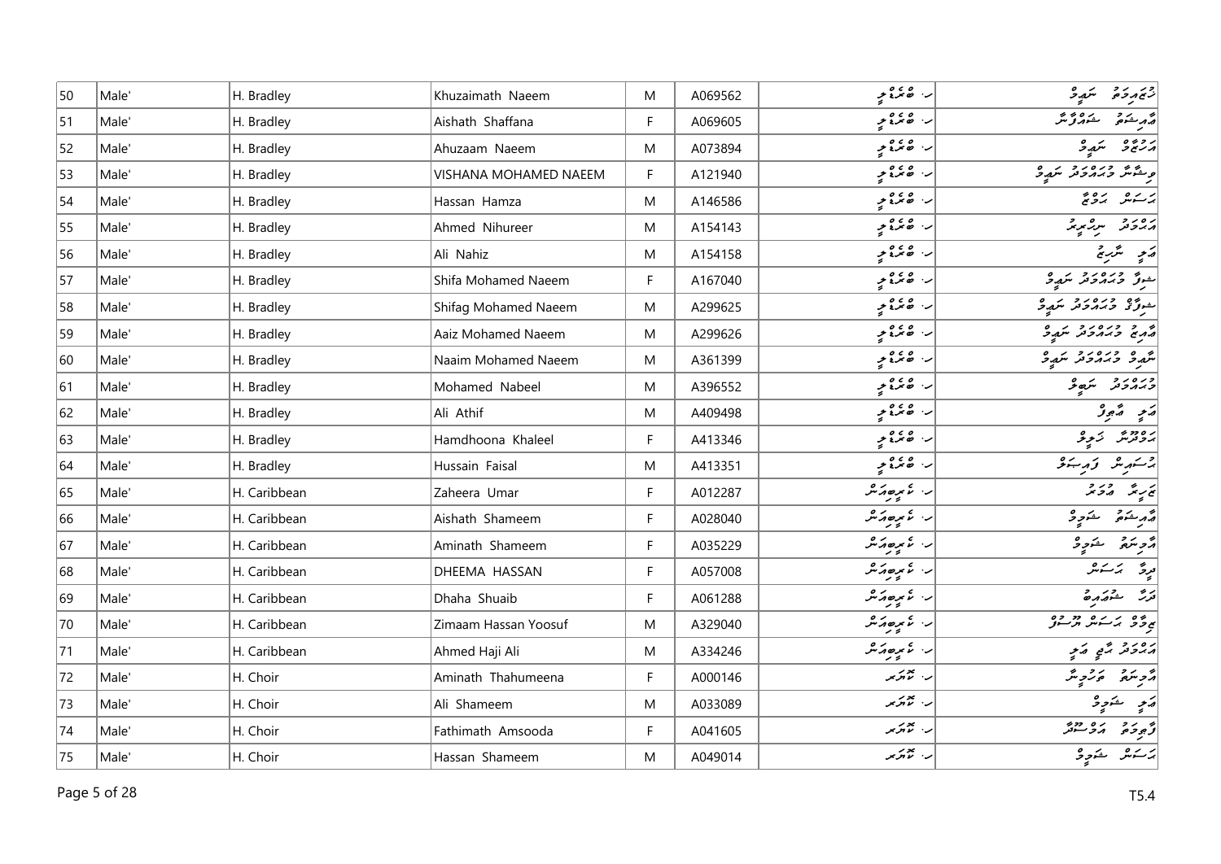| 50 | Male' | H. Bradley | Khuzaimath Naeem | M | A069562 | ހ. ބްރެޑްލީ | ޚުޒައިމަތު ނައީމް |
|---|---|---|---|---|---|---|---|
| 51 | Male' | H. Bradley | Aishath Shaffana | F | A069605 | ހ. ބްރެޑްލީ | އާއިޝަތު ޝައްފާނާ |
| 52 | Male' | H. Bradley | Ahuzaam Naeem | M | A073894 | ހ. ބްރެޑްލީ | އަހުޒާމް ނައީމް |
| 53 | Male' | H. Bradley | VISHANA MOHAMED NAEEM | F | A121940 | ހ. ބްރެޑްލީ | ވިޝާނާ މުހައްމަދު ނައީމް |
| 54 | Male' | H. Bradley | Hassan Hamza | M | A146586 | ހ. ބްރެޑްލީ | ހަސަން ހަމްޒާ |
| 55 | Male' | H. Bradley | Ahmed Nihureer | M | A154143 | ހ. ބްރެޑްލީ | އަހުމަދު ނިހުރީރު |
| 56 | Male' | H. Bradley | Ali Nahiz | M | A154158 | ހ. ބްރެޑްލީ | އަލީ ނާހިޒް |
| 57 | Male' | H. Bradley | Shifa Mohamed Naeem | F | A167040 | ހ. ބްރެޑްލީ | ޝިފާ މުހައްމަދު ނައީމް |
| 58 | Male' | H. Bradley | Shifag Mohamed Naeem | M | A299625 | ހ. ބްރެޑްލީ | ޝިފާގް މުހައްމަދު ނައީމް |
| 59 | Male' | H. Bradley | Aaiz Mohamed Naeem | M | A299626 | ހ. ބްރެޑްލީ | އާއިޒް މުހައްމަދު ނައީމް |
| 60 | Male' | H. Bradley | Naaim Mohamed Naeem | M | A361399 | ހ. ބްރެޑްލީ | ނާއިމް މުހައްމަދު ނައީމް |
| 61 | Male' | H. Bradley | Mohamed Nabeel | M | A396552 | ހ. ބްރެޑްލީ | މުހައްމަދު ނަބީލް |
| 62 | Male' | H. Bradley | Ali Athif | M | A409498 | ހ. ބްރެޑްލީ | އަލީ އާތިފް |
| 63 | Male' | H. Bradley | Hamdhoona Khaleel | F | A413346 | ހ. ބްރެޑްލީ | ހަމްދޫނާ ޚަލީލް |
| 64 | Male' | H. Bradley | Hussain Faisal | M | A413351 | ހ. ބްރެޑްލީ | ހުސައިން ފައިސަލް |
| 65 | Male' | H. Caribbean | Zaheera Umar | F | A012287 | ހ. ކެރިބިއަން | ޒަހީރާ އުމަރު |
| 66 | Male' | H. Caribbean | Aishath Shameem | F | A028040 | ހ. ކެރިބިއަން | އާއިޝަތު ޝަމީމް |
| 67 | Male' | H. Caribbean | Aminath Shameem | F | A035229 | ހ. ކެރިބިއަން | އާމިނަތު ޝަމީމް |
| 68 | Male' | H. Caribbean | DHEEMA HASSAN | F | A057008 | ހ. ކެރިބިއަން | ދީމާ ހަސަން |
| 69 | Male' | H. Caribbean | Dhaha Shuaib | F | A061288 | ހ. ކެރިބިއަން | ދަހާ ޝުއައިބު |
| 70 | Male' | H. Caribbean | Zimaam Hassan Yoosuf | M | A329040 | ހ. ކެރިބިއަން | ޒިމާމް ހަސަން ޔޫސުފް |
| 71 | Male' | H. Caribbean | Ahmed Haji Ali | M | A334246 | ހ. ކެރިބިއަން | އަހުމަދު ހާޖީ އަލީ |
| 72 | Male' | H. Choir | Aminath Thahumeena | F | A000146 | ހ. ކޮއަރ | އާމިނަތު ތަހުމީނާ |
| 73 | Male' | H. Choir | Ali Shameem | M | A033089 | ހ. ކޮއަރ | އަލީ ޝަމީމް |
| 74 | Male' | H. Choir | Fathimath Amsooda | F | A041605 | ހ. ކޮއަރ | ފާތިމަތު އަމްސޫދާ |
| 75 | Male' | H. Choir | Hassan Shameem | M | A049014 | ހ. ކޮއަރ | ހަސަން ޝަމީމް |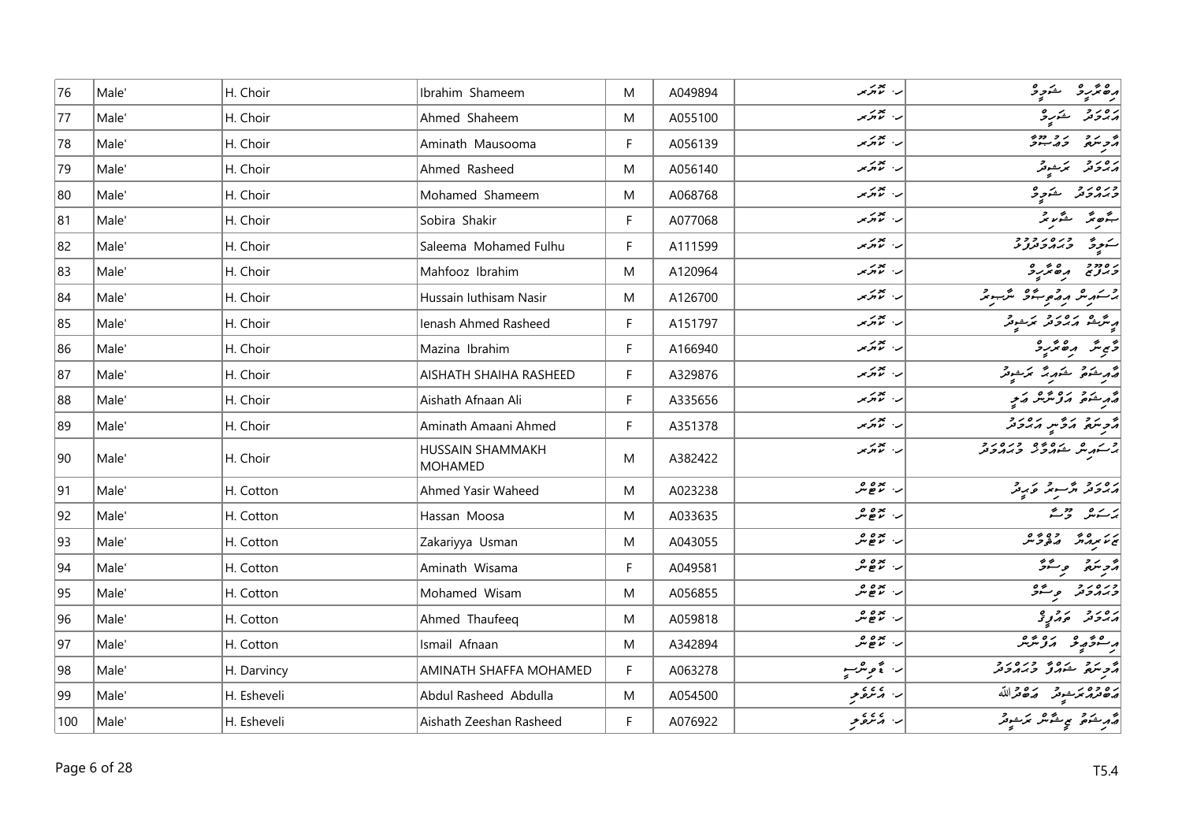| 76 | Male' | H. Choir | Ibrahim Shameem | M | A049894 | ހ. ކޮއަރ | އިބްރާހީމް ޝަމީމް |
|---|---|---|---|---|---|---|---|
| 77 | Male' | H. Choir | Ahmed Shaheem | M | A055100 | ހ. ކޮއަރ | އަހުމަދު ޝަހީމް |
| 78 | Male' | H. Choir | Aminath Mausooma | F | A056139 | ހ. ކޮއަރ | އާމިނަތު މައުސޫމާ |
| 79 | Male' | H. Choir | Ahmed Rasheed | M | A056140 | ހ. ކޮއަރ | އަހުމަދު ރަޝީދު |
| 80 | Male' | H. Choir | Mohamed Shameem | M | A068768 | ހ. ކޮއަރ | މުޙައްމަދު ޝަމީމް |
| 81 | Male' | H. Choir | Sobira Shakir | F | A077068 | ހ. ކޮއަރ | ޞާބިރާ ޝާކިރު |
| 82 | Male' | H. Choir | Saleema Mohamed Fulhu | F | A111599 | ހ. ކޮއަރ | ސަލީމާ މުޙައްމަދުފުޅު |
| 83 | Male' | H. Choir | Mahfooz Ibrahim | M | A120964 | ހ. ކޮއަރ | މަޙްފޫޒު އިބްރާހީމް |
| 84 | Male' | H. Choir | Hussain Iuthisam Nasir | M | A126700 | ހ. ކޮއަރ | ހުސައިން އިޢުތިޞާމް ނާޞިރު |
| 85 | Male' | H. Choir | Ienash Ahmed Rasheed | F | A151797 | ހ. ކޮއަރ | އިނާޝް އަހުމަދު ރަޝީދު |
| 86 | Male' | H. Choir | Mazina Ibrahim | F | A166940 | ހ. ކޮއަރ | މާޒިނާ އިބްރާހީމް |
| 87 | Male' | H. Choir | AISHATH SHAIHA RASHEED | F | A329876 | ހ. ކޮއަރ | އާއިޝަތު ޝައިހާ ރަޝީދު |
| 88 | Male' | H. Choir | Aishath Afnaan Ali | F | A335656 | ހ. ކޮއަރ | އާއިޝަތު އަފްނާން ޢަލި |
| 89 | Male' | H. Choir | Aminath Amaani Ahmed | F | A351378 | ހ. ކޮއަރ | އާމިނަތު އަމާނީ އަހުމަދު |
| 90 | Male' | H. Choir | HUSSAIN SHAMMAKH MOHAMED | M | A382422 | ހ. ކޮއަރ | ހުސައިން ޝައްމާޚް މުޙައްމަދު |
| 91 | Male' | H. Cotton | Ahmed Yasir Waheed | M | A023238 | ހ. ކޮޓަން | އަހުމަދު ޔާސިރު ވަޙީދު |
| 92 | Male' | H. Cotton | Hassan Moosa | M | A033635 | ހ. ކޮޓަން | ޙަސަން މޫސާ |
| 93 | Male' | H. Cotton | Zakariyya Usman | M | A043055 | ހ. ކޮޓަން | ޒަކަރިއްޔާ ޢުثްމާން |
| 94 | Male' | H. Cotton | Aminath Wisama | F | A049581 | ހ. ކޮޓަން | އާމިނަތު ވިސާމާ |
| 95 | Male' | H. Cotton | Mohamed Wisam | M | A056855 | ހ. ކޮޓަން | މުޙައްމަދު ވިސާމް |
| 96 | Male' | H. Cotton | Ahmed Thaufeeq | M | A059818 | ހ. ކޮޓަން | އަހުމަދު ތައުފީޤު |
| 97 | Male' | H. Cotton | Ismail Afnaan | M | A342894 | ހ. ކޮޓަން | އިސްމާއީލް އަފްނާން |
| 98 | Male' | H. Darvincy | AMINATH SHAFFA MOHAMED | F | A063278 | ހ. ޑާވިންސީ | އާމިނަތު ޝައްފާ މުޙައްމަދު |
| 99 | Male' | H. Esheveli | Abdul Rasheed Abdulla | M | A054500 | ހ. އެޝެވެލި | ޢަބްދުއްރަޝީދު ޢަބްދުﷲ |
| 100 | Male' | H. Esheveli | Aishath Zeeshan Rasheed | F | A076922 | ހ. އެޝެވެލި | އާއިޝަތު ޒީޝާން ރަޝީދު |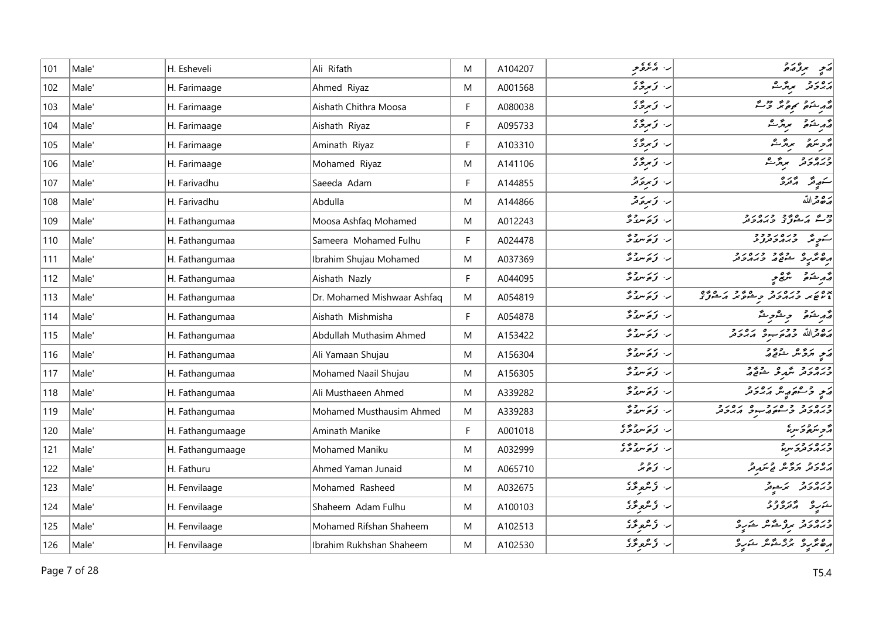| 101 | Male' | H. Esheveli | Ali Rifath | M | A104207 | ހ. އެޝެވެލި | އަލި ރިފްއަތު |
|---|---|---|---|---|---|---|---|
| 102 | Male' | H. Farimaage | Ahmed Riyaz | M | A001568 | ހ. ފަރިމާގެ | އަހްމަދު ރިޔާޒު |
| 103 | Male' | H. Farimaage | Aishath Chithra Moosa | F | A080038 | ހ. ފަރިމާގެ | އާއިޝަތު ޗިތްރާ މޫސާ |
| 104 | Male' | H. Farimaage | Aishath Riyaz | F | A095733 | ހ. ފަރިމާގެ | އާއިޝަތު ރިޔާޒު |
| 105 | Male' | H. Farimaage | Aminath Riyaz | F | A103310 | ހ. ފަރިމާގެ | އާމިނަތު ރިޔާޒު |
| 106 | Male' | H. Farimaage | Mohamed Riyaz | M | A141106 | ހ. ފަރިމާގެ | މުހައްމަދު ރިޔާޒު |
| 107 | Male' | H. Farivadhu | Saeeda Adam | F | A144855 | ހ. ފަރިވަދު | ސައީދާ އާދަމް |
| 108 | Male' | H. Farivadhu | Abdulla | M | A144866 | ހ. ފަރިވަދު | އަބްދުﷲ |
| 109 | Male' | H. Fathangumaa | Moosa Ashfaq Mohamed | M | A012243 | ހ. ފަތަނގުމާ | މޫސާ އަޝްފާޤު މުހައްމަދު |
| 110 | Male' | H. Fathangumaa | Sameera Mohamed Fulhu | F | A024478 | ހ. ފަތަނގުމާ | ސަމީރާ މުހައްމަދުފުޅު |
| 111 | Male' | H. Fathangumaa | Ibrahim Shujau Mohamed | M | A037369 | ހ. ފަތަނގުމާ | އިބްރާހީމް ޝުޖާއު މުހައްމަދު |
| 112 | Male' | H. Fathangumaa | Aishath Nazly | F | A044095 | ހ. ފަތަނގުމާ | އާއިޝަތު ނާޒްލީ |
| 113 | Male' | H. Fathangumaa | Dr. Mohamed Mishwaar Ashfaq | M | A054819 | ހ. ފަތަނގުމާ | ޑޮކްޓަރ މުހައްމަދު މިޝްވާރު އަޝްފާޤު |
| 114 | Male' | H. Fathangumaa | Aishath Mishmisha | F | A054878 | ހ. ފަތަނގުމާ | އާއިޝަތު މިޝްމިޝާ |
| 115 | Male' | H. Fathangumaa | Abdullah Muthasim Ahmed | M | A153422 | ހ. ފަތަނގުމާ | އަބްދުﷲ މުއުތަޞިމް އަހްމަދު |
| 116 | Male' | H. Fathangumaa | Ali Yamaan Shujau | M | A156304 | ހ. ފަތަނގުމާ | އަލި ޔަމާން ޝުޖާއު |
| 117 | Male' | H. Fathangumaa | Mohamed Naail Shujau | M | A156305 | ހ. ފަތަނގުމާ | މުހައްމަދު ނާއިލް ޝުޖާއު |
| 118 | Male' | H. Fathangumaa | Ali Musthaeen Ahmed | M | A339282 | ހ. ފަތަނގުމާ | އަލި މުސްތަޢީން އަހްމަދު |
| 119 | Male' | H. Fathangumaa | Mohamed Musthausim Ahmed | M | A339283 | ހ. ފަތަނގުމާ | މުހައްމަދު މުސްތައުޞިމް އަހްމަދު |
| 120 | Male' | H. Fathangumaage | Aminath Manike | F | A001018 | ހ. ފަތަނގުމާގެ | އާމިނަތުމަނިކެ |
| 121 | Male' | H. Fathangumaage | Mohamed Maniku | M | A032999 | ހ. ފަތަނގުމާގެ | މުހައްމަދުމަނިކު |
| 122 | Male' | H. Fathuru | Ahmed Yaman Junaid | M | A065710 | ހ. ފަތުރު | އަހްމަދު ޔަމާން ޖުނައިދު |
| 123 | Male' | H. Fenvilaage | Mohamed Rasheed | M | A032675 | ހ. ފެންވިލާގެ | މުހައްމަދު ރަޝީދު |
| 124 | Male' | H. Fenvilaage | Shaheem Adam Fulhu | M | A100103 | ހ. ފެންވިލާގެ | ޝަހީމް އާދަމްފުޅު |
| 125 | Male' | H. Fenvilaage | Mohamed Rifshan Shaheem | M | A102513 | ހ. ފެންވިލާގެ | މުހައްމަދު ރިފްޝާން ޝަހީމް |
| 126 | Male' | H. Fenvilaage | Ibrahim Rukhshan Shaheem | M | A102530 | ހ. ފެންވިލާގެ | އިބްރާހީމް ރުޚްޝާން ޝަހީމް |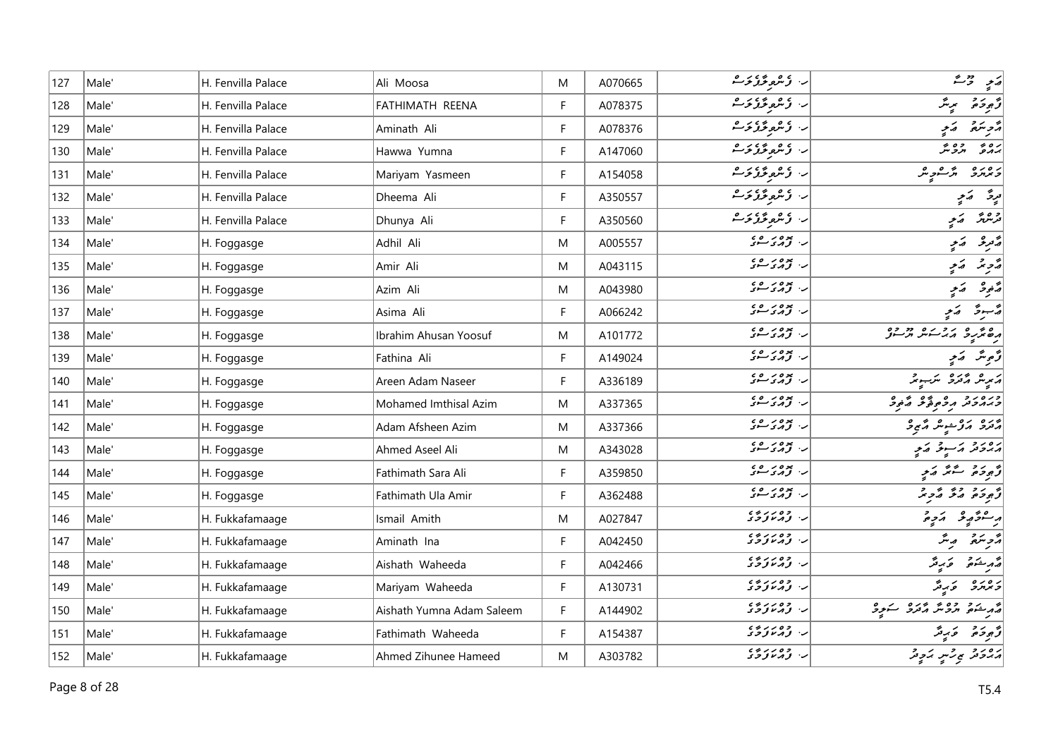| 127 | Male' | H. Fenvilla Palace | Ali Moosa | M | A070665 | ހ. ފެންވިލާޕެލަސް | އަލި މޫސާ |
|---|---|---|---|---|---|---|---|
| 128 | Male' | H. Fenvilla Palace | FATHIMATH REENA | F | A078375 | ހ. ފެންވިލާޕެލަސް | ފާތިމަތު ރީނާ |
| 129 | Male' | H. Fenvilla Palace | Aminath Ali | F | A078376 | ހ. ފެންވިލާޕެލަސް | އާމިނަތު އަލި |
| 130 | Male' | H. Fenvilla Palace | Hawwa Yumna | F | A147060 | ހ. ފެންވިލާޕެލަސް | ހައްވާ ޔުމްނާ |
| 131 | Male' | H. Fenvilla Palace | Mariyam Yasmeen | F | A154058 | ހ. ފެންވިލާޕެލަސް | މަރިޔަމް ޔާސްމީން |
| 132 | Male' | H. Fenvilla Palace | Dheema Ali | F | A350557 | ހ. ފެންވިލާޕެލަސް | ދީމާ އަލި |
| 133 | Male' | H. Fenvilla Palace | Dhunya Ali | F | A350560 | ހ. ފެންވިލާޕެލަސް | ދުންޔާ އަލި |
| 134 | Male' | H. Foggasge | Adhil Ali | M | A005557 | ހ. ފޮއްގަސްގެ | އާދިލް އަލި |
| 135 | Male' | H. Foggasge | Amir Ali | M | A043115 | ހ. ފޮއްގަސްގެ | އާމިރު އަލި |
| 136 | Male' | H. Foggasge | Azim Ali | M | A043980 | ހ. ފޮއްގަސްގެ | އާޒިމް އަލި |
| 137 | Male' | H. Foggasge | Asima Ali | F | A066242 | ހ. ފޮއްގަސްގެ | އާސިމާ އަލި |
| 138 | Male' | H. Foggasge | Ibrahim Ahusan Yoosuf | M | A101772 | ހ. ފޮއްގަސްގެ | އިބްރާހީމް އަހުސަން ޔޫސުފް |
| 139 | Male' | H. Foggasge | Fathina Ali | F | A149024 | ހ. ފޮއްގަސްގެ | ފާތިނާ އަލި |
| 140 | Male' | H. Foggasge | Areen Adam Naseer | F | A336189 | ހ. ފޮއްގަސްގެ | އަރީން އާދަމް ނަސީރު |
| 141 | Male' | H. Foggasge | Mohamed Imthisal Azim | M | A337365 | ހ. ފޮއްގަސްގެ | މުހައްމަދު އިމްތިޝާލް އާޒިމް |
| 142 | Male' | H. Foggasge | Adam Afsheen Azim | M | A337366 | ހ. ފޮއްގަސްގެ | އާދަމް އަފްޝީން އާޒިމް |
| 143 | Male' | H. Foggasge | Ahmed Aseel Ali | M | A343028 | ހ. ފޮއްގަސްގެ | އަހުމަދު އަސީލް އަލި |
| 144 | Male' | H. Foggasge | Fathimath Sara Ali | F | A359850 | ހ. ފޮއްގަސްގެ | ފާތިމަތު ސާރާ އަލި |
| 145 | Male' | H. Foggasge | Fathimath Ula Amir | F | A362488 | ހ. ފޮއްގަސްގެ | ފާތިމަތު އުލާ އާމިރު |
| 146 | Male' | H. Fukkafamaage | Ismail Amith | M | A027847 | ހ. ފުއްކަފަމާގެ | އިސްމާއިލް އަމިތު |
| 147 | Male' | H. Fukkafamaage | Aminath Ina | F | A042450 | ހ. ފުއްކަފަމާގެ | އާމިނަތު އީނާ |
| 148 | Male' | H. Fukkafamaage | Aishath Waheeda | F | A042466 | ހ. ފުއްކަފަމާގެ | އާއިޝަތު ވަހީދާ |
| 149 | Male' | H. Fukkafamaage | Mariyam Waheeda | F | A130731 | ހ. ފުއްކަފަމާގެ | މަރިޔަމް ވަހީދާ |
| 150 | Male' | H. Fukkafamaage | Aishath Yumna Adam Saleem | F | A144902 | ހ. ފުއްކަފަމާގެ | އާއިޝަތު ޔުމްނާ އާދަމް ސަލީމް |
| 151 | Male' | H. Fukkafamaage | Fathimath Waheeda | F | A154387 | ހ. ފުއްކަފަމާގެ | ފާތިމަތު ވަހީދާ |
| 152 | Male' | H. Fukkafamaage | Ahmed Zihunee Hameed | M | A303782 | ހ. ފުއްކަފަމާގެ | އަހުމަދު ޒިހުނީ ހަމީދު |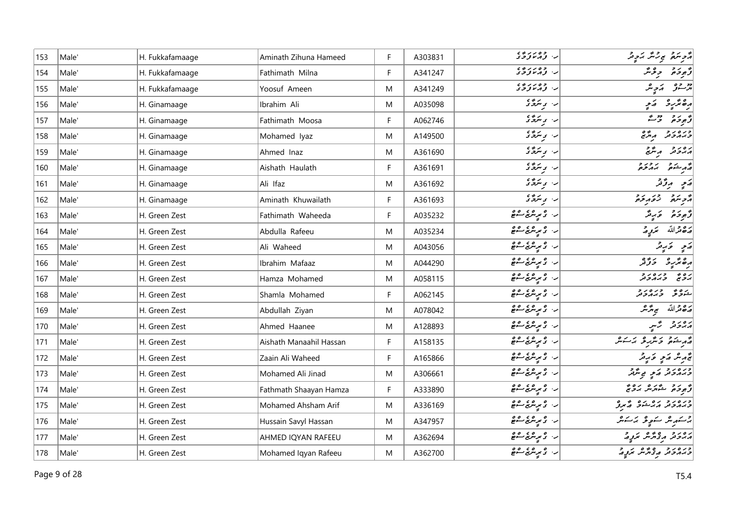| 153 | Male' | H. Fukkafamaage | Aminath Zihuna Hameed | F | A303831 | ހ. ފުއްކަފަމާގެ | އާމިނަތު ޒިހުނާ ހަމީދު |
|---|---|---|---|---|---|---|---|
| 154 | Male' | H. Fukkafamaage | Fathimath Milna | F | A341247 | ހ. ފުއްކަފަމާގެ | ފާތިމަތު މިލްނާ |
| 155 | Male' | H. Fukkafamaage | Yoosuf Ameen | M | A341249 | ހ. ފުއްކަފަމާގެ | ޔޫސުފު އަމީން |
| 156 | Male' | H. Ginamaage | Ibrahim Ali | M | A035098 | ހ. ގިނަމާގެ | އިބްރާހީމް އަލި |
| 157 | Male' | H. Ginamaage | Fathimath Moosa | F | A062746 | ހ. ގިނަމާގެ | ފާތިމަތު މޫސާ |
| 158 | Male' | H. Ginamaage | Mohamed Iyaz | M | A149500 | ހ. ގިނަމާގެ | މުހައްމަދު އިޔާޒު |
| 159 | Male' | H. Ginamaage | Ahmed Inaz | M | A361690 | ހ. ގިނަމާގެ | އަހްމަދު އިނާޒު |
| 160 | Male' | H. Ginamaage | Aishath Haulath | F | A361691 | ހ. ގިނަމާގެ | އައިޝަތު ހައުލަތު |
| 161 | Male' | H. Ginamaage | Ali Ifaz | M | A361692 | ހ. ގިނަމާގެ | އަލި އިފާޒު |
| 162 | Male' | H. Ginamaage | Aminath Khuwailath | F | A361693 | ހ. ގިނަމާގެ | އާމިނަތު ޚުވައިލަތު |
| 163 | Male' | H. Green Zest | Fathimath Waheeda | F | A035232 | ހ. ގްރީންޒެސްޓް | ފާތިމަތު ވަހީދާ |
| 164 | Male' | H. Green Zest | Abdulla Rafeeu | M | A035234 | ހ. ގްރީންޒެސްޓް | އަބްދުﷲ ރަފީއު |
| 165 | Male' | H. Green Zest | Ali Waheed | M | A043056 | ހ. ގްރީންޒެސްޓް | އަލި ވަހީދު |
| 166 | Male' | H. Green Zest | Ibrahim Mafaaz | M | A044290 | ހ. ގްރީންޒެސްޓް | އިބްރާހީމް މަފާޒު |
| 167 | Male' | H. Green Zest | Hamza Mohamed | M | A058115 | ހ. ގްރީންޒެސްޓް | ހަމްޒާ މުހައްމަދު |
| 168 | Male' | H. Green Zest | Shamla Mohamed | F | A062145 | ހ. ގްރީންޒެސްޓް | ޝަމްލާ މުހައްމަދު |
| 169 | Male' | H. Green Zest | Abdullah Ziyan | M | A078042 | ހ. ގްރީންޒެސްޓް | އަބްދުﷲ ޒިޔާން |
| 170 | Male' | H. Green Zest | Ahmed Haanee | M | A128893 | ހ. ގްރީންޒެސްޓް | އަހްމަދުހާނީ |
| 171 | Male' | H. Green Zest | Aishath Manaahil Hassan | F | A158135 | ހ. ގްރީންޒެސްޓް | އައިޝަތު މަނާހިލް ހަސަން |
| 172 | Male' | H. Green Zest | Zaain Ali Waheed | F | A165866 | ހ. ގްރީންޒެސްޓް | ޒާއިން އަލި ވަހީދު |
| 173 | Male' | H. Green Zest | Mohamed Ali Jinad | M | A306661 | ހ. ގްރީންޒެސްޓް | މުހައްމަދު އަލި ޖިނާދު |
| 174 | Male' | H. Green Zest | Fathmath Shaayan Hamza | F | A333890 | ހ. ގްރީންޒެސްޓް | ފާތިމަތު ޝާޔަން ހަމްޒާ |
| 175 | Male' | H. Green Zest | Mohamed Ahsham Arif | M | A336169 | ހ. ގްރީންޒެސްޓް | މުހައްމަދު އަހްޝަމް އާރިފު |
| 176 | Male' | H. Green Zest | Hussain Savyl Hassan | M | A347957 | ހ. ގްރީންޒެސްޓް | ހުސައިން ސަވީލް ހަސަން |
| 177 | Male' | H. Green Zest | AHMED IQYAN RAFEEU | M | A362694 | ހ. ގްރީންޒެސްޓް | އަހްމަދު އިގްޔާން ރަފީއު |
| 178 | Male' | H. Green Zest | Mohamed Iqyan Rafeeu | M | A362700 | ހ. ގްރީންޒެސްޓް | މުހައްމަދު އިގްޔާން ރަފީއު |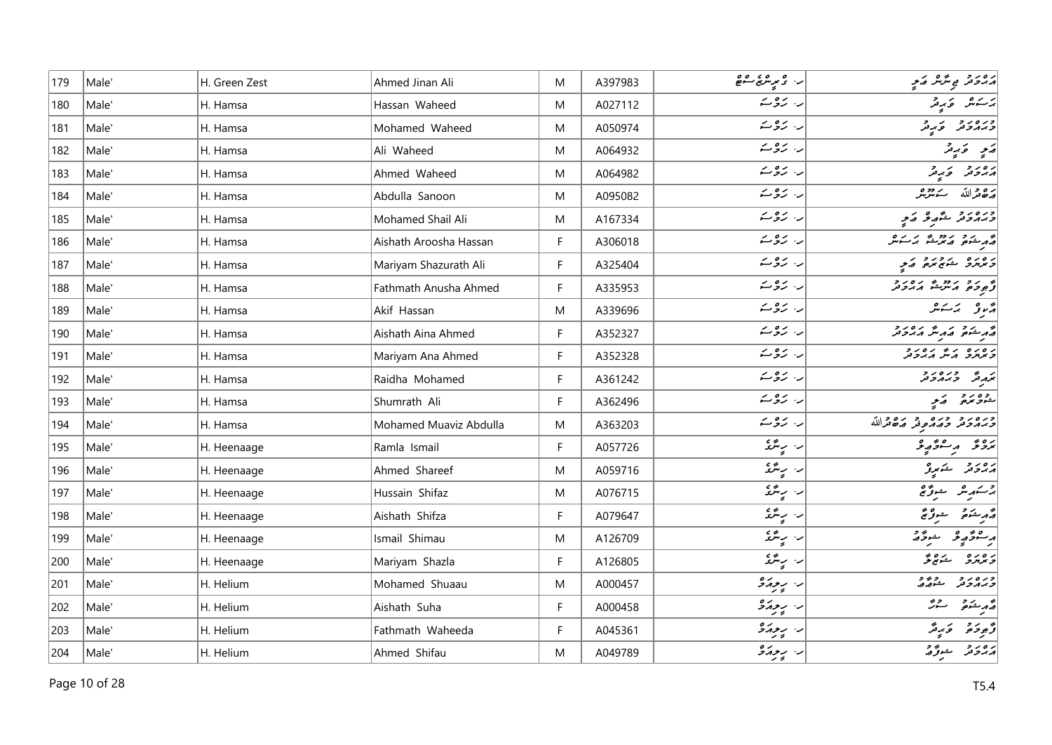| 179 | Male' | H. Green Zest | Ahmed Jinan Ali | M | A397983 | ހ. ގްރީންޒެސްޓް | އަޙްމަދު ޖިނާން ޢަލީ |
|---|---|---|---|---|---|---|---|
| 180 | Male' | H. Hamsa | Hassan Waheed | M | A027112 | ހ. ހަމްސާ | ހަސަން ވަޙީދު |
| 181 | Male' | H. Hamsa | Mohamed Waheed | M | A050974 | ހ. ހަމްސާ | މުޙައްމަދު ވަޙީދު |
| 182 | Male' | H. Hamsa | Ali Waheed | M | A064932 | ހ. ހަމްސާ | ޢަލީ ވަޙީދު |
| 183 | Male' | H. Hamsa | Ahmed Waheed | M | A064982 | ހ. ހަމްސާ | އަޙްމަދު ވަޙީދު |
| 184 | Male' | H. Hamsa | Abdulla Sanoon | M | A095082 | ހ. ހަމްސާ | ޢަބްދުﷲ ސަނޫން |
| 185 | Male' | H. Hamsa | Mohamed Shail Ali | M | A167334 | ހ. ހަމްސާ | މުޙައްމަދު ޝާއިލް ޢަލީ |
| 186 | Male' | H. Hamsa | Aishath Aroosha Hassan | F | A306018 | ހ. ހަމްސާ | ޢައިޝަތު އަރޫޝާ ހަސަން |
| 187 | Male' | H. Hamsa | Mariyam Shazurath Ali | F | A325404 | ހ. ހަމްސާ | މަރިޔަމް ޝަޒުރަތު ޢަލީ |
| 188 | Male' | H. Hamsa | Fathmath Anusha Ahmed | F | A335953 | ހ. ހަމްސާ | ފާތިމަތު އަނޫޝާ އަޙްމަދު |
| 189 | Male' | H. Hamsa | Akif Hassan | M | A339696 | ހ. ހަމްސާ | އާކިފް ހަސަން |
| 190 | Male' | H. Hamsa | Aishath Aina Ahmed | F | A352327 | ހ. ހަމްސާ | ޢައިޝަތު ޢައިނާ އަޙްމަދު |
| 191 | Male' | H. Hamsa | Mariyam Ana Ahmed | F | A352328 | ހ. ހަމްސާ | މަރިޔަމް އަނާ އަޙްމަދު |
| 192 | Male' | H. Hamsa | Raidha Mohamed | F | A361242 | ހ. ހަމްސާ | ރައިދާ މުޙައްމަދު |
| 193 | Male' | H. Hamsa | Shumrath Ali | F | A362496 | ހ. ހަމްސާ | ޝުމްރަތު ޢަލީ |
| 194 | Male' | H. Hamsa | Mohamed Muaviz Abdulla | M | A363203 | ހ. ހަމްސާ | މުޙައްމަދު މުޢައްވިޒު ޢަބްދުﷲ |
| 195 | Male' | H. Heenaage | Ramla Ismail | F | A057726 | ހ. ހީނާގެ | ރަމްލާ އިސްމާޢީލް |
| 196 | Male' | H. Heenaage | Ahmed Shareef | M | A059716 | ހ. ހީނާގެ | އަޙްމަދު ޝަރީފް |
| 197 | Male' | H. Heenaage | Hussain Shifaz | M | A076715 | ހ. ހީނާގެ | ޙުސައިން ޝިފާޒު |
| 198 | Male' | H. Heenaage | Aishath Shifza | F | A079647 | ހ. ހީނާގެ | ޢައިޝަތު ޝިފްޒާ |
| 199 | Male' | H. Heenaage | Ismail Shimau | M | A126709 | ހ. ހީނާގެ | އިސްމާޢީލް ޝިމާއު |
| 200 | Male' | H. Heenaage | Mariyam Shazla | F | A126805 | ހ. ހީނާގެ | މަރިޔަމް ޝަޒްލާ |
| 201 | Male' | H. Helium | Mohamed Shuaau | M | A000457 | ހ. ހީލިއަމް | މުޙައްމަދު ޝުޢާޢު |
| 202 | Male' | H. Helium | Aishath Suha | F | A000458 | ހ. ހީލިއަމް | ޢައިޝަތު ސުހާ |
| 203 | Male' | H. Helium | Fathmath Waheeda | F | A045361 | ހ. ހީލިއަމް | ފާތިމަތު ވަޙީދާ |
| 204 | Male' | H. Helium | Ahmed Shifau | M | A049789 | ހ. ހީލިއަމް | އަޙްމަދު ޝިފާއު |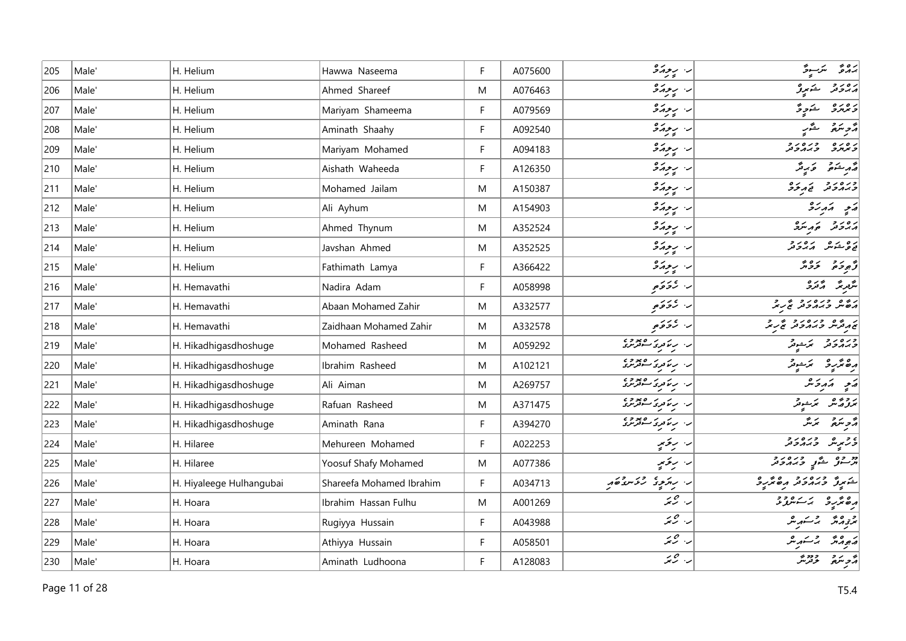| 205 | Male' | H. Helium | Hawwa Naseema | F | A075600 | ހ. ހީލިއަމް | ހައްވާ ނަސީމާ |
|---|---|---|---|---|---|---|---|
| 206 | Male' | H. Helium | Ahmed Shareef | M | A076463 | ހ. ހީލިއަމް | އަހުމަދު ޝަރީފް |
| 207 | Male' | H. Helium | Mariyam Shameema | F | A079569 | ހ. ހީލިއަމް | މަރިޔަމް ޝަމީމާ |
| 208 | Male' | H. Helium | Aminath Shaahy | F | A092540 | ހ. ހީލިއަމް | އާމިނަތު ޝާހީ |
| 209 | Male' | H. Helium | Mariyam Mohamed | F | A094183 | ހ. ހީލިއަމް | މަރިޔަމް މުޙައްމަދު |
| 210 | Male' | H. Helium | Aishath Waheeda | F | A126350 | ހ. ހީލިއަމް | އައިޝަތު ވަޙީދާ |
| 211 | Male' | H. Helium | Mohamed Jailam | M | A150387 | ހ. ހީލިއަމް | މުޙައްމަދު ޖައިލަމް |
| 212 | Male' | H. Helium | Ali Ayhum | M | A154903 | ހ. ހީލިއަމް | އަލީ އައިހުމް |
| 213 | Male' | H. Helium | Ahmed Thynum | M | A352524 | ހ. ހީލިއަމް | އަހުމަދު ތައިނުމް |
| 214 | Male' | H. Helium | Javshan Ahmed | M | A352525 | ހ. ހީލިއަމް | ޖަވުޝަން އަހުމަދު |
| 215 | Male' | H. Helium | Fathimath Lamya | F | A366422 | ހ. ހީލިއަމް | ފާތިމަތު ލަމްޔާ |
| 216 | Male' | H. Hemavathi | Nadira Adam | F | A058998 | ހ. ހެމަވަތި | ނާދިރާ އާދަމް |
| 217 | Male' | H. Hemavathi | Abaan Mohamed Zahir | M | A332577 | ހ. ހެމަވަތި | އަބާން މުޙައްމަދު ޒާހިރު |
| 218 | Male' | H. Hemavathi | Zaidhaan Mohamed Zahir | M | A332578 | ހ. ހެމަވަތި | ޒައިދާން މުޙައްމަދު ޒާހިރު |
| 219 | Male' | H. Hikadhigasdhoshuge | Mohamed Rasheed | M | A059292 | ހ. ހިކަދިގަސްދޮށުގެ | މުޙައްމަދު ރަޝީދު |
| 220 | Male' | H. Hikadhigasdhoshuge | Ibrahim Rasheed | M | A102121 | ހ. ހިކަދިގަސްދޮށުގެ | އިބްރާހީމް ރަޝީދު |
| 221 | Male' | H. Hikadhigasdhoshuge | Ali Aiman | M | A269757 | ހ. ހިކަދިގަސްދޮށުގެ | އަލީ އައިމަން |
| 222 | Male' | H. Hikadhigasdhoshuge | Rafuan Rasheed | M | A371475 | ހ. ހިކަދިގަސްދޮށުގެ | ރަފުއާން ރަޝީދު |
| 223 | Male' | H. Hikadhigasdhoshuge | Aminath Rana | F | A394270 | ހ. ހިކަދިގަސްދޮށުގެ | އާމިނަތު ރަނާ |
| 224 | Male' | H. Hilaree | Mehureen Mohamed | F | A022253 | ހ. ހިލަރީ | މެހުރީން މުޙައްމަދު |
| 225 | Male' | H. Hilaree | Yoosuf Shafy Mohamed | M | A077386 | ހ. ހިލަރީ | ޔޫސުފް ޝާފީ މުޙައްމަދު |
| 226 | Male' | H. Hiyaleege Hulhangubai | Shareefa Mohamed Ibrahim | F | A034713 | ހ. ހިޔަލީގެ ހުޅަނގުބައި | ޝަރީފާ މުޙައްމަދު އިބްރާހީމް |
| 227 | Male' | H. Hoara | Ibrahim Hassan Fulhu | M | A001269 | ހ. ހޯރަ | އިބްރާހީމް ހަސަންފުޅު |
| 228 | Male' | H. Hoara | Rugiyya Hussain | F | A043988 | ހ. ހޯރަ | ރުގިއްޔާ ހުސައިން |
| 229 | Male' | H. Hoara | Athiyya Hussain | F | A058501 | ހ. ހޯރަ | އަތިއްޔާ ހުސައިން |
| 230 | Male' | H. Hoara | Aminath Ludhoona | F | A128083 | ހ. ހޯރަ | އާމިނަތު ލުދޫނާ |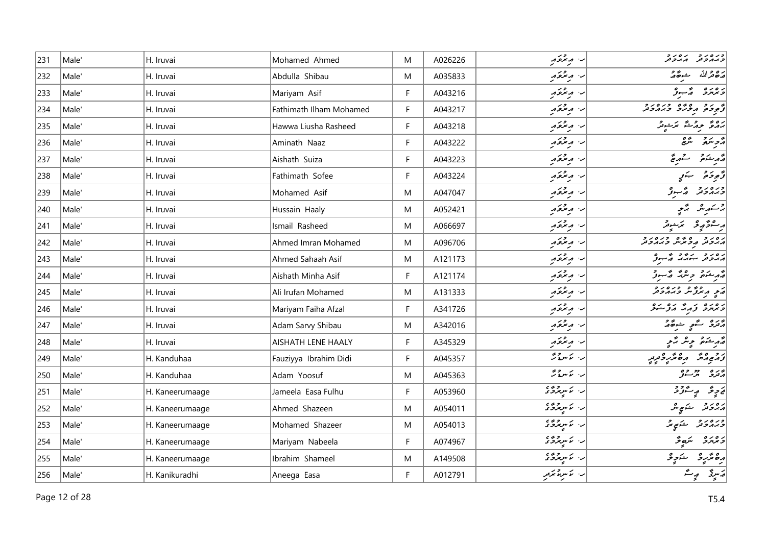| 231 | Male' | H. Iruvai | Mohamed Ahmed | M | A026226 | ހ. އިރުވައި | މުހައްމަދު އަހްމަދު |
|---|---|---|---|---|---|---|---|
| 232 | Male' | H. Iruvai | Abdulla Shibau | M | A035833 | ހ. އިރުވައި | އަބްދުﷲ ޝިބާއު |
| 233 | Male' | H. Iruvai | Mariyam Asif | F | A043216 | ހ. އިރުވައި | މަރިޔަމް އާސިފު |
| 234 | Male' | H. Iruvai | Fathimath Ilham Mohamed | F | A043217 | ހ. އިރުވައި | ފާތިމަތު އިލްހާމް މުހައްމަދު |
| 235 | Male' | H. Iruvai | Hawwa Liusha Rasheed | F | A043218 | ހ. އިރުވައި | ހައްވާ ލިއުޝާ ރަޝީދު |
| 236 | Male' | H. Iruvai | Aminath Naaz | F | A043222 | ހ. އިރުވައި | އާމިނަތު ނާޒް |
| 237 | Male' | H. Iruvai | Aishath Suiza | F | A043223 | ހ. އިރުވައި | އައިޝަތު ސުއިޒާ |
| 238 | Male' | H. Iruvai | Fathimath Sofee | F | A043224 | ހ. އިރުވައި | ފާތިމަތު ސަފީ |
| 239 | Male' | H. Iruvai | Mohamed Asif | M | A047047 | ހ. އިރުވައި | މުހައްމަދު އާސިފު |
| 240 | Male' | H. Iruvai | Hussain Haaly | M | A052421 | ހ. އިރުވައި | ހުސައިން ހާލީ |
| 241 | Male' | H. Iruvai | Ismail Rasheed | M | A066697 | ހ. އިރުވައި | އިސްމާއިލް ރަޝީދު |
| 242 | Male' | H. Iruvai | Ahmed Imran Mohamed | M | A096706 | ހ. އިރުވައި | އަހްމަދު އިމްރާން މުހައްމަދު |
| 243 | Male' | H. Iruvai | Ahmed Sahaah Asif | M | A121173 | ހ. އިރުވައި | އަހްމަދު ސަހާހު އާސިފު |
| 244 | Male' | H. Iruvai | Aishath Minha Asif | F | A121174 | ހ. އިރުވައި | އައިޝަތު މިންހާ އާސިފު |
| 245 | Male' | H. Iruvai | Ali Irufan Mohamed | M | A131333 | ހ. އިރުވައި | އަލި އިރުފާން މުހައްމަދު |
| 246 | Male' | H. Iruvai | Mariyam Faiha Afzal | F | A341726 | ހ. އިރުވައި | މަރިޔަމް ފައިހާ އަފްޒަލް |
| 247 | Male' | H. Iruvai | Adam Sarvy Shibau | M | A342016 | ހ. އިރުވައި | އާދަމް ސާވީ ޝިބާއު |
| 248 | Male' | H. Iruvai | AISHATH LENE HAALY | F | A345329 | ހ. އިރުވައި | އައިޝަތު ލީން ހާލީ |
| 249 | Male' | H. Kanduhaa | Fauziyya Ibrahim Didi | F | A045357 | ހ.ކަނդުހާ | ފައުޒިއްޔާ އިބްރާހީމްދީދީ |
| 250 | Male' | H. Kanduhaa | Adam Yoosuf | M | A045363 | ހ. ކަނդުހާ | އާދަމް ޔޫސުފް |
| 251 | Male' | H. Kaneerumaage | Jameela Easa Fulhu | F | A053960 | ހ. ކަނީރުމާގެ | ޖަމީލާ އީސާފުޅު |
| 252 | Male' | H. Kaneerumaage | Ahmed Shazeen | M | A054011 | ހ. ކަނީރުމާގެ | އަހްމަދު ޝަޒީން |
| 253 | Male' | H. Kaneerumaage | Mohamed Shazeer | M | A054013 | ހ. ކަނީރުމާގެ | މުހައްމަދު ޝަޒީރު |
| 254 | Male' | H. Kaneerumaage | Mariyam Nabeela | F | A074967 | ހ. ކަނީރުމާގެ | މަރިޔަމް ނަބީލާ |
| 255 | Male' | H. Kaneerumaage | Ibrahim Shameel | M | A149508 | ހ. ކަނީރުމާގެ | އިބްރާހީމް ޝަމީލް |
| 256 | Male' | H. Kanikuradhi | Aneega Easa | F | A012791 | ހ. ކަނިކުރަދި | އަނީގާ އީސާ |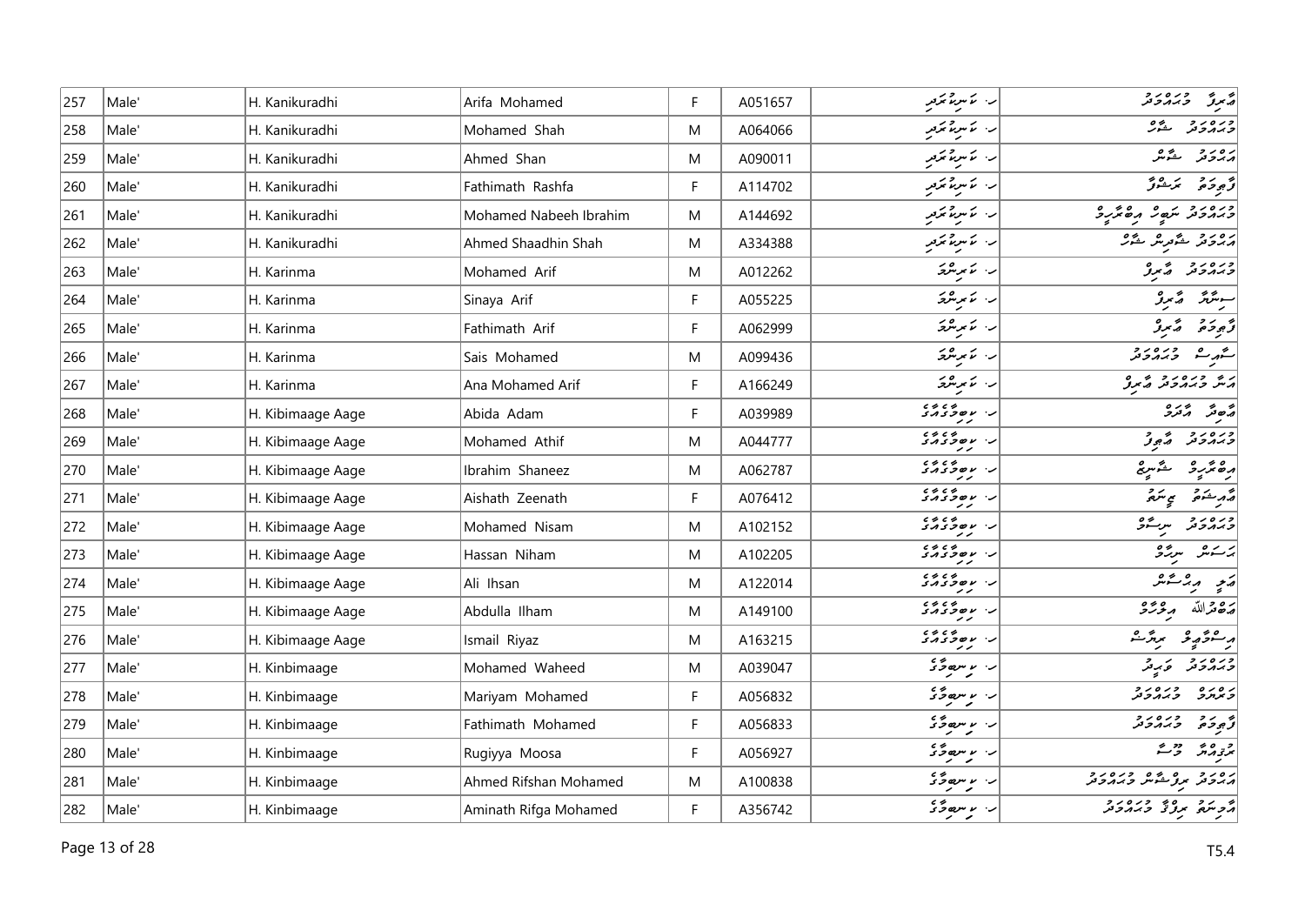| 257 | Male' | H. Kanikuradhi | Arifa Mohamed | F | A051657 | ހ. ކަނިކުރަދި | އާރިފާ މުހައްމަދު |
|---|---|---|---|---|---|---|---|
| 258 | Male' | H. Kanikuradhi | Mohamed Shah | M | A064066 | ހ. ކަނިކުރަދި | މުހައްމަދު ޝާހް |
| 259 | Male' | H. Kanikuradhi | Ahmed Shan | M | A090011 | ހ. ކަނިކުރަދި | އަހްމަދު ޝާން |
| 260 | Male' | H. Kanikuradhi | Fathimath Rashfa | F | A114702 | ހ. ކަނިކުރަދި | ފާތިމަތު ރަޝްފާ |
| 261 | Male' | H. Kanikuradhi | Mohamed Nabeeh Ibrahim | M | A144692 | ހ. ކަނިކުރަދި | މުހައްމަދު ނަބީހު އިބްރާހީމް |
| 262 | Male' | H. Kanikuradhi | Ahmed Shaadhin Shah | M | A334388 | ހ. ކަނިކުރަދި | އަހްމަދު ޝާދިން ޝާހް |
| 263 | Male' | H. Karinma | Mohamed Arif | M | A012262 | ހ. ކަރިންމާ | މުހައްމަދު އާރިފް |
| 264 | Male' | H. Karinma | Sinaya Arif | F | A055225 | ހ. ކަރިންމާ | ސިނާޔާ އާރިފް |
| 265 | Male' | H. Karinma | Fathimath Arif | F | A062999 | ހ. ކަރިންމާ | ފާތިމަތު އާރިފް |
| 266 | Male' | H. Karinma | Sais Mohamed | M | A099436 | ހ. ކަރިންމާ | ސާއިސް މުހައްމަދު |
| 267 | Male' | H. Karinma | Ana Mohamed Arif | F | A166249 | ހ. ކަރިންމާ | އަނާ މުހައްމަދު އާރިފް |
| 268 | Male' | H. Kibimaage Aage | Abida Adam | F | A039989 | ހ. ކިބިމާގެއާގެ | އާބިދާ އާދަމް |
| 269 | Male' | H. Kibimaage Aage | Mohamed Athif | M | A044777 | ހ. ކިބިމާގެއާގެ | މުހައްމަދު އާތިފް |
| 270 | Male' | H. Kibimaage Aage | Ibrahim Shaneez | M | A062787 | ހ. ކިބިމާގެއާގެ | އިބްރާހީމް ޝާނީޒް |
| 271 | Male' | H. Kibimaage Aage | Aishath Zeenath | F | A076412 | ހ. ކިބިމާގެއާގެ | އާއިޝަތު ޒީނަތު |
| 272 | Male' | H. Kibimaage Aage | Mohamed Nisam | M | A102152 | ހ. ކިބިމާގެއާގެ | މުހައްމަދު ނިސާމް |
| 273 | Male' | H. Kibimaage Aage | Hassan Niham | M | A102205 | ހ. ކިބިމާގެއާގެ | ހަސަން ނިހާމް |
| 274 | Male' | H. Kibimaage Aage | Ali Ihsan | M | A122014 | ހ. ކިބިމާގެއާގެ | އަލި އިހްސާން |
| 275 | Male' | H. Kibimaage Aage | Abdulla Ilham | M | A149100 | ހ. ކިބިމާގެއާގެ | އަބްދުﷲ އިލްހާމް |
| 276 | Male' | H. Kibimaage Aage | Ismail Riyaz | M | A163215 | ހ. ކިބިމާގެއާގެ | އިސްމާޢީލް ރިޔާޒް |
| 277 | Male' | H. Kinbimaage | Mohamed Waheed | M | A039047 | ހ. ކިންބިމާގެ | މުހައްމަދު ވަހީދު |
| 278 | Male' | H. Kinbimaage | Mariyam Mohamed | F | A056832 | ހ. ކިންބިމާގެ | މަރިޔަމް މުހައްމަދު |
| 279 | Male' | H. Kinbimaage | Fathimath Mohamed | F | A056833 | ހ. ކިންބިމާގެ | ފާތިމަތު މުހައްމަދު |
| 280 | Male' | H. Kinbimaage | Rugiyya Moosa | F | A056927 | ހ. ކިންބިމާގެ | ރުގިއްޔާ މޫސާ |
| 281 | Male' | H. Kinbimaage | Ahmed Rifshan Mohamed | M | A100838 | ހ. ކިންބިމާގެ | އަހްމަދު ރިފްޝާން މުހައްމަދު |
| 282 | Male' | H. Kinbimaage | Aminath Rifga Mohamed | F | A356742 | ހ. ކިންބިމާގެ | އާމިނަތު ރިފްގާ މުހައްމަދު |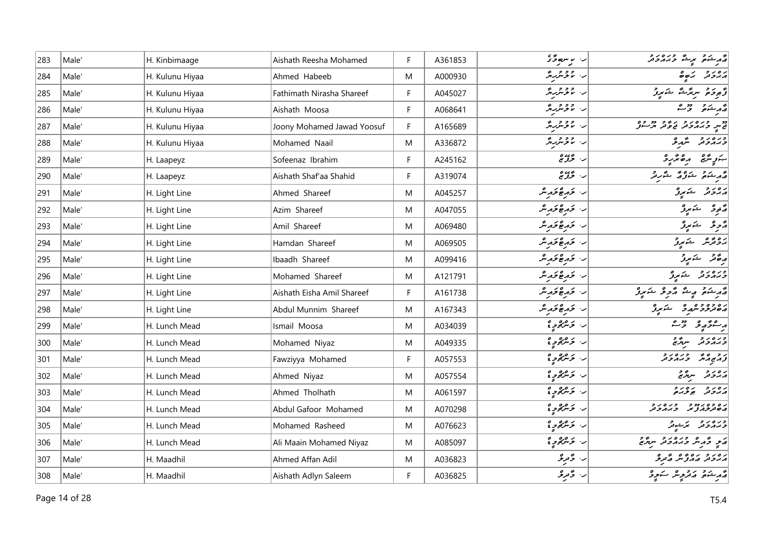| 283 | Male' | H. Kinbimaage | Aishath Reesha Mohamed | F | A361853 | ހ. ކިންބިމާގެ | އައިޝަތު ރީޝާ މުހައްމަދު |
|---|---|---|---|---|---|---|---|
| 284 | Male' | H. Kulunu Hiyaa | Ahmed Habeeb | M | A000930 | ހ. ކުލުނުހިޔާ | އަހުމަދު ހަބީބު |
| 285 | Male' | H. Kulunu Hiyaa | Fathimath Nirasha Shareef | F | A045027 | ހ. ކުލުނުހިޔާ | ފާތިމަތު ނިރާޝާ ޝަރީފު |
| 286 | Male' | H. Kulunu Hiyaa | Aishath Moosa | F | A068641 | ހ. ކުލުނުހިޔާ | އައިޝަތު މޫސާ |
| 287 | Male' | H. Kulunu Hiyaa | Joony Mohamed Jawad Yoosuf | F | A165689 | ހ. ކުލުނުހިޔާ | ޖޫނީ މުހައްމަދު ޖަވާދު ޔޫސުފް |
| 288 | Male' | H. Kulunu Hiyaa | Mohamed Naail | M | A336872 | ހ. ކުލުނުހިޔާ | މުހައްމަދު ނާއިލް |
| 289 | Male' | H. Laapeyz | Sofeenaz Ibrahim | F | A245162 | ހ. ލާޕޭޒް | ސަފީނާޒް އިބްރާހީމް |
| 290 | Male' | H. Laapeyz | Aishath Shaf'aa Shahid | F | A319074 | ހ. ލާޕޭޒް | އައިޝަތު ޝަފްއާ ޝާހިދު |
| 291 | Male' | H. Light Line | Ahmed Shareef | M | A045257 | ހ. ލައިޓްލައިން | އަހުމަދު ޝަރީފު |
| 292 | Male' | H. Light Line | Azim Shareef | M | A047055 | ހ. ލައިޓްލައިން | އާޒިމް ޝަރީފު |
| 293 | Male' | H. Light Line | Amil Shareef | M | A069480 | ހ. ލައިޓްލައިން | އާމިލް ޝަރީފު |
| 294 | Male' | H. Light Line | Hamdan Shareef | M | A069505 | ހ. ލައިޓްލައިން | ހަމްދާން ޝަރީފު |
| 295 | Male' | H. Light Line | Ibaadh Shareef | M | A099416 | ހ. ލައިޓްލައިން | އިބާދު ޝަރީފު |
| 296 | Male' | H. Light Line | Mohamed Shareef | M | A121791 | ހ. ލައިޓްލައިން | މުހައްމަދު ޝަރީފު |
| 297 | Male' | H. Light Line | Aishath Eisha Amil Shareef | F | A161738 | ހ. ލައިޓްލައިން | އައިޝަތު އީޝާ އާމިލް ޝަރީފު |
| 298 | Male' | H. Light Line | Abdul Munnim Shareef | M | A167343 | ހ. ލައިޓްލައިން | އަބްދުލްމުންއިމް ޝަރީފު |
| 299 | Male' | H. Lunch Mead | Ismail Moosa | M | A034039 | ހ. ލަންޗްމީޑް | އިސްމާއީލް މޫސާ |
| 300 | Male' | H. Lunch Mead | Mohamed Niyaz | M | A049335 | ހ. ލަންޗްމީޑް | މުހައްމަދު ނިޔާޒް |
| 301 | Male' | H. Lunch Mead | Fawziyya Mohamed | F | A057553 | ހ. ލަންޗްމީޑް | ފައުޒިއްޔާ މުހައްމަދު |
| 302 | Male' | H. Lunch Mead | Ahmed Niyaz | M | A057554 | ހ. ލަންޗްމީޑް | އަހުމަދު ނިޔާޒް |
| 303 | Male' | H. Lunch Mead | Ahmed Tholhath | M | A061597 | ހ. ލަންޗްމީޑް | އަހުމަދު ޠަލްޙަތު |
| 304 | Male' | H. Lunch Mead | Abdul Gafoor Mohamed | M | A070298 | ހ. ލަންޗްމީޑް | އަބްދުލްޣަފޫރު މުހައްމަދު |
| 305 | Male' | H. Lunch Mead | Mohamed Rasheed | M | A076623 | ހ. ލަންޗްމީޑް | މުހައްމަދު ރަޝީދު |
| 306 | Male' | H. Lunch Mead | Ali Maain Mohamed Niyaz | M | A085097 | ހ. ލަންޗްމީޑް | އަލި މާއިން މުހައްމަދު ނިޔާޒް |
| 307 | Male' | H. Maadhil | Ahmed Affan Adil | M | A036823 | ހ. މާދިލް | އަހުމަދު އައްފާން އާދިލް |
| 308 | Male' | H. Maadhil | Aishath Adlyn Saleem | F | A036825 | ހ. މާދިލް | އައިޝަތު އަދްލިން ސަލީމް |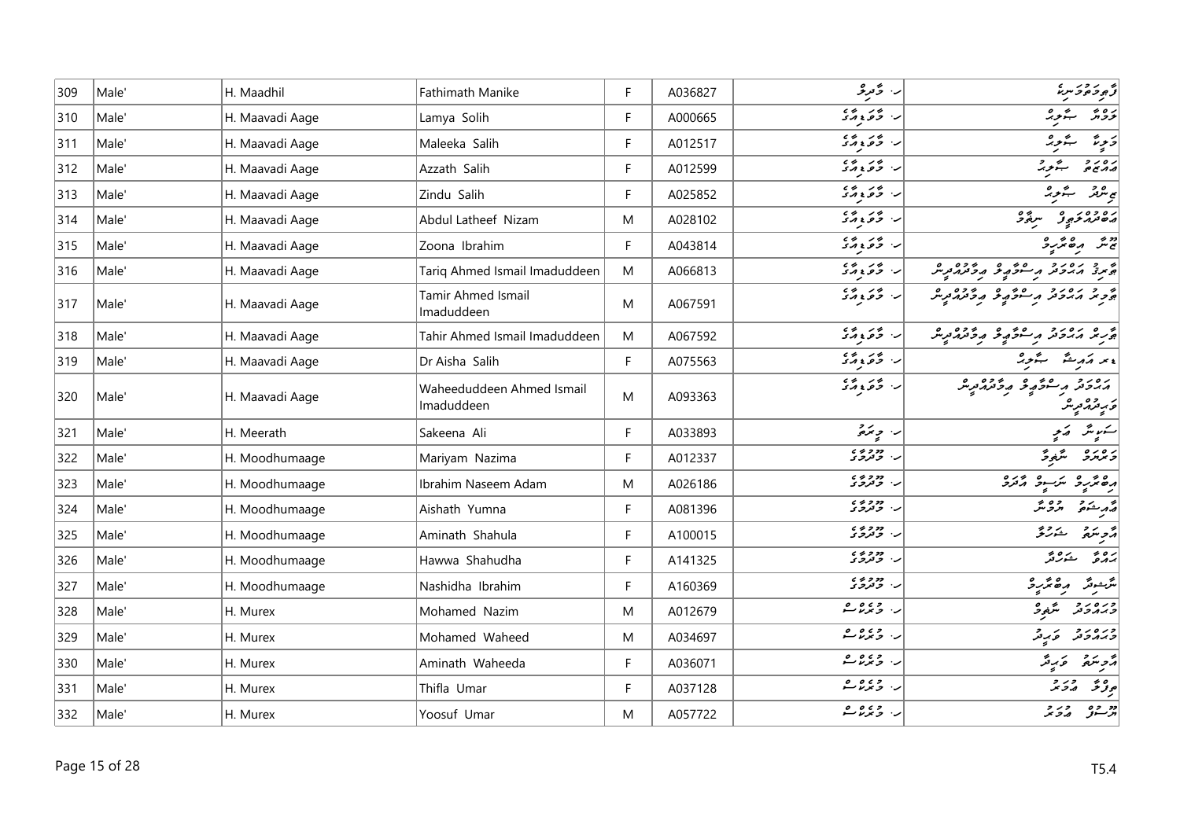| 309 | Male' | H. Maadhil | Fathimath Manike | F | A036827 | ހ. މާދިލް | ފާތިމަތު މަނިކެ |
|---|---|---|---|---|---|---|---|
| 310 | Male' | H. Maavadi Aage | Lamya Solih | F | A000665 | ހ. މާވަޑިއާގެ | ލަމްޔާ ސާލިހް |
| 311 | Male' | H. Maavadi Aage | Maleeka Salih | F | A012517 | ހ. މާވަޑިއާގެ | މަލީކާ ސާލިހް |
| 312 | Male' | H. Maavadi Aage | Azzath Salih | F | A012599 | ހ. މާވަޑިއާގެ | އައްޒަތު ސާލިހް |
| 313 | Male' | H. Maavadi Aage | Zindu Salih | F | A025852 | ހ. މާވަޑިއާގެ | ޒިންދު ސާލިހް |
| 314 | Male' | H. Maavadi Aage | Abdul Latheef Nizam | M | A028102 | ހ. މާވަޑިއާގެ | އަބްދުއްލަޠީފް ނިޒާމް |
| 315 | Male' | H. Maavadi Aage | Zoona Ibrahim | F | A043814 | ހ. މާވަޑިއާގެ | ޒޫނާ އިބްރާހީމް |
| 316 | Male' | H. Maavadi Aage | Tariq Ahmed Ismail Imaduddeen | M | A066813 | ހ. މާވަޑިއާގެ | ޠާރިޤު އަޙްމަދު އިސްމާޢީލް އިމާދުއްދީން |
| 317 | Male' | H. Maavadi Aage | Tamir Ahmed Ismail Imaduddeen | M | A067591 | ހ. މާވަޑިއާގެ | ތާމިރު އަޙްމަދު އިސްމާޢީލް އިމާދުއްދީން |
| 318 | Male' | H. Maavadi Aage | Tahir Ahmed Ismail Imaduddeen | M | A067592 | ހ. މާވަޑިއާގެ | ޠާހިރު އަޙްމަދު އިސްމާޢީލް އިމާދުއްދީން |
| 319 | Male' | H. Maavadi Aage | Dr Aisha Salih | F | A075563 | ހ. މާވަޑިއާގެ | ޑރ އައިޝާ ސާލިހް |
| 320 | Male' | H. Maavadi Aage | Waheeduddeen Ahmed Ismail Imaduddeen | M | A093363 | ހ. މާވަޑިއާގެ | އަޙްމަދު އިސްމާޢީލް އިމާދުއްދީން ވަޙީދުއްދީން |
| 321 | Male' | H. Meerath | Sakeena Ali | F | A033893 | ހ. މީރަތު | ސަކީނާ އަލި |
| 322 | Male' | H. Moodhumaage | Mariyam Nazima | F | A012337 | ހ. މޫދުމާގެ | މަރިޔަމް ނާޒިމާ |
| 323 | Male' | H. Moodhumaage | Ibrahim Naseem Adam | M | A026186 | ހ. މޫދުމާގެ | އިބްރާހީމް ނަސީމް އާދަމް |
| 324 | Male' | H. Moodhumaage | Aishath Yumna | F | A081396 | ހ. މޫދުމާގެ | އައިޝަތު ޔުމްނާ |
| 325 | Male' | H. Moodhumaage | Aminath Shahula | F | A100015 | ހ. މޫދުމާގެ | އާމިނަތު ޝަހުލާ |
| 326 | Male' | H. Moodhumaage | Hawwa Shahudha | F | A141325 | ހ. މޫދުމާގެ | ހައްވާ ޝަހުދާ |
| 327 | Male' | H. Moodhumaage | Nashidha Ibrahim | F | A160369 | ހ. މޫދުމާގެ | ނާޝިދާ އިބްރާހީމް |
| 328 | Male' | H. Murex | Mohamed Nazim | M | A012679 | ހ. މިއުރެކްސް | މުޙައްމަދު ނާޒިމް |
| 329 | Male' | H. Murex | Mohamed Waheed | M | A034697 | ހ. މިއުރެކްސް | މުޙައްމަދު ވަޙީދު |
| 330 | Male' | H. Murex | Aminath Waheeda | F | A036071 | ހ. މިއުރެކްސް | އާމިނަތު ވަޙީދާ |
| 331 | Male' | H. Murex | Thifla Umar | F | A037128 | ހ. މިއުރެކްސް | ތިފްލާ އުމަރު |
| 332 | Male' | H. Murex | Yoosuf Umar | M | A057722 | ހ. މިއުރެކްސް | ޔޫސުފް އުމަރު |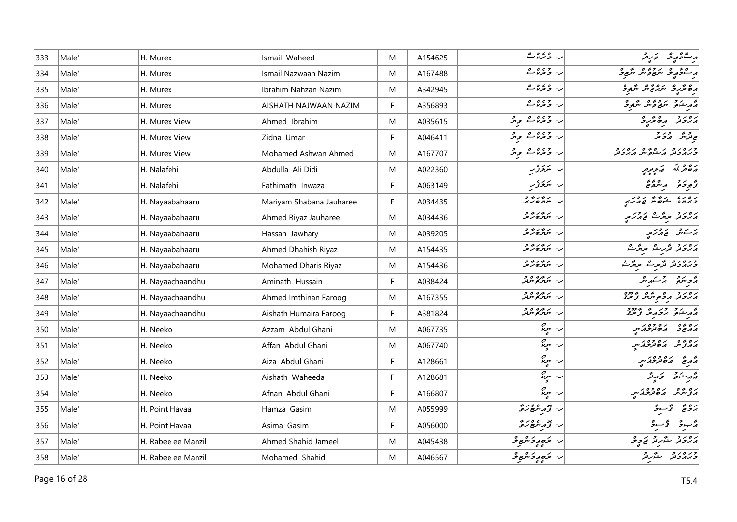| 333 | Male' | H. Murex | Ismail Waheed | M | A154625 | ހ. މުރެކްސް | އިސްމާޢީލް ވަޙީދު |
|---|---|---|---|---|---|---|---|
| 334 | Male' | H. Murex | Ismail Nazwaan Nazim | M | A167488 | ހ. މުރެކްސް | އިސްމާޢީލް ނަޒްވާން ނާޒިމް |
| 335 | Male' | H. Murex | Ibrahim Nahzan Nazim | M | A342945 | ހ. މުރެކްސް | އިބްރާހީމް ނަހްޒާން ނާޒިމް |
| 336 | Male' | H. Murex | AISHATH NAJWAAN NAZIM | F | A356893 | ހ. މުރެކްސް | އާއިޝަތު ނަޖްވާން ނާޒިމް |
| 337 | Male' | H. Murex View | Ahmed Ibrahim | M | A035615 | ހ. މުރެކްސް ވިއު | އަޙްމަދު އިބްރާހީމް |
| 338 | Male' | H. Murex View | Zidna Umar | F | A046411 | ހ. މުރެކްސް ވިއު | ޒިދުނާ ޢުމަރު |
| 339 | Male' | H. Murex View | Mohamed Ashwan Ahmed | M | A167707 | ހ. މުރެކްސް ވިއު | މުޙައްމަދު އަޝްވާން އަޙްމަދު |
| 340 | Male' | H. Nalafehi | Abdulla Ali Didi | M | A022360 | ހ. ނަލަފެހި | އަބްދުﷲ އަލިދީދީ |
| 341 | Male' | H. Nalafehi | Fathimath Inwaza | F | A063149 | ހ. ނަލަފެހި | ފާތިމަތު އިންވަޒާ |
| 342 | Male' | H. Nayaabahaaru | Mariyam Shabana Jauharee | F | A034435 | ހ. ނަޔާބަހާރު | މަރިޔަމް ޝަބާނާ ޖައުހަރީ |
| 343 | Male' | H. Nayaabahaaru | Ahmed Riyaz Jauharee | M | A034436 | ހ. ނަޔާބަހާރު | އަޙްމަދު ރިޔާޒް ޖައުހަރީ |
| 344 | Male' | H. Nayaabahaaru | Hassan Jawhary | M | A039205 | ހ. ނަޔާބަހާރު | ހަސަން ޖައުހަރީ |
| 345 | Male' | H. Nayaabahaaru | Ahmed Dhahish Riyaz | M | A154435 | ހ. ނަޔާބަހާރު | އަޙްމަދު ދާހިޝް ރިޔާޒް |
| 346 | Male' | H. Nayaabahaaru | Mohamed Dharis Riyaz | M | A154436 | ހ. ނަޔާބަހާރު | މުޙައްމަދު ދާރިސް ރިޔާޒް |
| 347 | Male' | H. Nayaachaandhu | Aminath Hussain | F | A038424 | ހ. ނަޔާޗާނދު | އާމިނަތު ހުސައިން |
| 348 | Male' | H. Nayaachaandhu | Ahmed Imthinan Faroog | M | A167355 | ހ. ނަޔާޗާނދު | އަޙްމަދު އިމްތިނާން ފާރޫގު |
| 349 | Male' | H. Nayaachaandhu | Aishath Humaira Faroog | F | A381824 | ހ. ނަޔާޗާނދު | އާއިޝަތު ހުމައިރާ ފާރޫގު |
| 350 | Male' | H. Neeko | Azzam Abdul Ghani | M | A067735 | ހ. ނީކޯ | އައްޒާމް އަބްދުލްޣަނީ |
| 351 | Male' | H. Neeko | Affan Abdul Ghani | M | A067740 | ހ. ނީކޯ | އައްފާން އަބްދުލްޣަނީ |
| 352 | Male' | H. Neeko | Aiza Abdul Ghani | F | A128661 | ހ. ނީކޯ | އާއިޒާ އަބްދުލްޣަނީ |
| 353 | Male' | H. Neeko | Aishath Waheeda | F | A128681 | ހ. ނީކޯ | އާއިޝަތު ވަޙީދާ |
| 354 | Male' | H. Neeko | Afnan Abdul Ghani | F | A166807 | ހ. ނީކޯ | އަފްނާން އަބްދުލްޣަނީ |
| 355 | Male' | H. Point Havaa | Hamza Gasim | M | A055999 | ހ. ޕޮއިންޓްހަވާ | ހަމްޒާ ޤާސިމް |
| 356 | Male' | H. Point Havaa | Asima Gasim | F | A056000 | ހ. ޕޮއިންޓްހަވާ | އާސިމާ ޤާސިމް |
| 357 | Male' | H. Rabee ee Manzil | Ahmed Shahid Jameel | M | A045438 | ހ. ރަބީޢީމަންޒިލް | އަޙްމަދު ޝާހިދު ޖަމީލް |
| 358 | Male' | H. Rabee ee Manzil | Mohamed Shahid | M | A046567 | ހ. ރަބީޢީމަންޒިލް | މުޙައްމަދު ޝާހިދު |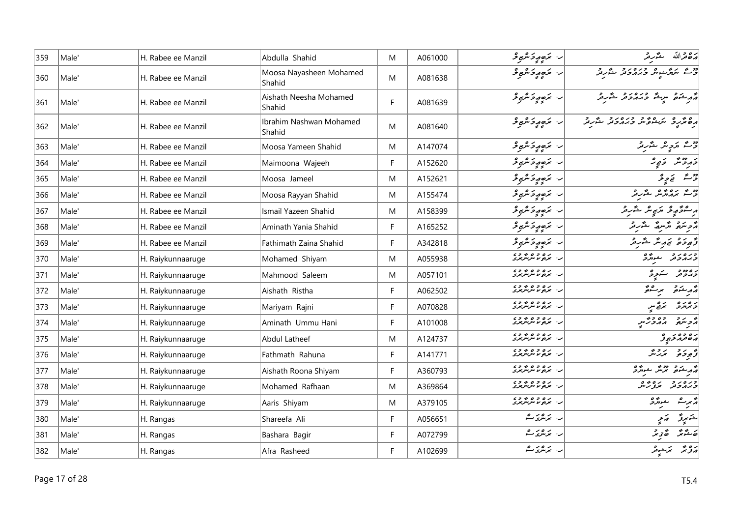| 359 | Male' | H. Rabee ee Manzil | Abdulla Shahid | M | A061000 | ر. بَرَصِهٍوِ دَ سْرَبِحْ وْ | رَە دْ اللّٰه شَرِيمْ |
|---|---|---|---|---|---|---|---|
| 360 | Male' | H. Rabee ee Manzil | Moosa Nayasheen Mohamed Shahid | M | A081638 | ر. بَرَصِهٍوِ دَ سْرَبِحْ وْ | دْرُ سَّ سَرَمَرْ شِيْسْ وُ بَرَ دُ وَ دْ شَّرِ دْ |
| 361 | Male' | H. Rabee ee Manzil | Aishath Neesha Mohamed Shahid | F | A081639 | ر. بَرَصِهٍوِ دَ سْرَبِحْ وْ | مَّ رِ شَہَ وْ سِرِ شَّ وُ بَرَ دُ وَ دْ شَّرِ دْ |
| 362 | Male' | H. Rabee ee Manzil | Ibrahim Nashwan Mohamed Shahid | M | A081640 | ر. بَرَصِهٍوِ دَ سْرَبِحْ وْ | رِ ہ ئُرْ رِ دْ سَرَ شْوَ سْ وُ بَرَ دُ وَ دْ شَّرِ دْ |
| 363 | Male' | H. Rabee ee Manzil | Moosa Yameen Shahid | M | A147074 | ر. بَرَصِهٍوِ دَ سْرَبِحْ وْ | دْرُ سَّ مَرَ دِ سْ شَّرِ دْ |
| 364 | Male' | H. Rabee ee Manzil | Maimoona Wajeeh | F | A152620 | ر. بَرَصِهٍوِ دَ سْرَبِحْ وْ | دَمِ دْرُ سَّ وَ دِ رْ |
| 365 | Male' | H. Rabee ee Manzil | Moosa Jameel | M | A152621 | ر. بَرَصِهٍوِ دَ سْرَبِحْ وْ | دْرُ سَّ يَ دِ وْ |
| 366 | Male' | H. Rabee ee Manzil | Moosa Rayyan Shahid | M | A155474 | ر. بَرَصِهٍوِ دَ سْرَبِحْ وْ | دْرُ سَّ بَرَ ہ رُ سْ شَّرِ دْ |
| 367 | Male' | H. Rabee ee Manzil | Ismail Yazeen Shahid | M | A158399 | ر. بَرَصِهٍوِ دَ سْرَبِحْ وْ | رِ سْوَ رَ وْ مَرِ سْ شَّرِ دْ |
| 368 | Male' | H. Rabee ee Manzil | Aminath Yania Shahid | F | A165252 | ر. بَرَصِهٍوِ دَ سْرَبِحْ وْ | مَّ دِ سَرَ وْ مَّ سِرَ شَّرِ دْ |
| 369 | Male' | H. Rabee ee Manzil | Fathimath Zaina Shahid | F | A342818 | ر. بَرَصِهٍوِ دَ سْرَبِحْ وْ | دُّ وِ دَ وْ يَ رِ سَّ شَّرِ دْ |
| 370 | Male' | H. Raiykunnaaruge | Mohamed Shiyam | M | A055938 | ر. بَرَ ہ دْ ہ شَّ دْ دْ | وُ بَرَ دُ وَ دْ شِ رُ وْ |
| 371 | Male' | H. Raiykunnaaruge | Mahmood Saleem | M | A057101 | ر. بَرَ ہ دْ ہ شَّ دْ دْ | وَ ہ دْ دْ سَ وِ وْ |
| 372 | Male' | H. Raiykunnaaruge | Aishath Ristha | F | A062502 | ر. بَرَ ہ دْ ہ شَّ دْ دْ | مَّ رِ شَہَ وْ بِرِ سْوَ |
| 373 | Male' | H. Raiykunnaaruge | Mariyam Rajni | F | A070828 | ر. بَرَ ہ دْ ہ شَّ دْ دْ | وَ بَرَ دْ وْ بَرَ ہ سِرِ |
| 374 | Male' | H. Raiykunnaaruge | Aminath Ummu Hani | F | A101008 | ر. بَرَ ہ دْ ہ شَّ دْ دْ | مَّ دِ سَرَ وْ رُ ہ دْ رُّ سِرِ |
| 375 | Male' | H. Raiykunnaaruge | Abdul Latheef | M | A124737 | ر. بَرَ ہ دْ ہ شَّ دْ دْ | رَ ہ دْ ہ دْ وَ دِ وْ |
| 376 | Male' | H. Raiykunnaaruge | Fathmath Rahuna | F | A141771 | ر. بَرَ ہ دْ ہ شَّ دْ دْ | دُّ وِ دَ وْ بَرَ دْ سَّ |
| 377 | Male' | H. Raiykunnaaruge | Aishath Roona Shiyam | F | A360793 | ر. بَرَ ہ دْ ہ شَّ دْ دْ | مَّ رِ شَہَ وْ دْرُ سَّ شِ رُ وْ |
| 378 | Male' | H. Raiykunnaaruge | Mohamed Rafhaan | M | A369864 | ر. بَرَ ہ دْ ہ شَّ دْ دْ | وُ بَرَ دُ وَ دْ بَرَ ہ رُّ سْ |
| 379 | Male' | H. Raiykunnaaruge | Aaris Shiyam | M | A379105 | ر. بَرَ ہ دْ ہ شَّ دْ دْ | مَّ بِرِ سْ شِ رُ وْ |
| 380 | Male' | H. Rangas | Shareefa Ali | F | A056651 | ر. بَرَ سْرَ دَ سْ | شَہَ بِرِ وُّ مَ وِ |
| 381 | Male' | H. Rangas | Bashara Bagir | F | A072799 | ر. بَرَ سْرَ دَ سْ | ضَ شَّ بَرَ ضَّ دِ بَرْ |
| 382 | Male' | H. Rangas | Afra Rasheed | F | A102699 | ر. بَرَ سْرَ دَ سْ | مَ وْ بَرَ بَرَ شِ دِ دْ |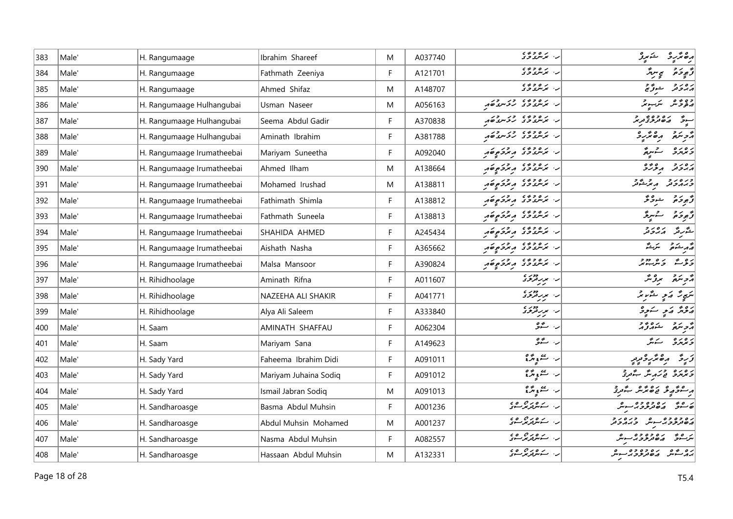| 383 | Male' | H. Rangumaage | Ibrahim Shareef | M | A037740 | ހ. ރަންގުމާގެ | އިބްރާހީމް ޝަރީފް |
|---|---|---|---|---|---|---|---|
| 384 | Male' | H. Rangumaage | Fathmath Zeeniya | F | A121701 | ހ. ރަންގުމާގެ | ފާތިމަތު ޒީނިޔާ |
| 385 | Male' | H. Rangumaage | Ahmed Shifaz | M | A148707 | ހ. ރަންގުމާގެ | އަހުމަދު ޝިފާޒު |
| 386 | Male' | H. Rangumaage Hulhangubai | Usman Naseer | M | A056163 | ހ. ރަންގުމާގެ ހުޅަނގުބައި | އުސްމާން ނަސީރު |
| 387 | Male' | H. Rangumaage Hulhangubai | Seema Abdul Gadir | F | A370838 | ހ. ރަންގުމާގެ ހުޅަނގުބައި | ސީމާ އަބްދުލްޤާދިރު |
| 388 | Male' | H. Rangumaage Hulhangubai | Aminath Ibrahim | F | A381788 | ހ. ރަންގުމާގެ ހުޅަނގުބައި | އާމިނަތު އިބްރާހީމް |
| 389 | Male' | H. Rangumaage Irumatheebai | Mariyam Suneetha | F | A092040 | ހ. ރަންގުމާގެ އިރުމަތީބައި | މަރިޔަމް ސުނީތާ |
| 390 | Male' | H. Rangumaage Irumatheebai | Ahmed Ilham | M | A138664 | ހ. ރަންގުމާގެ އިރުމަތީބައި | އަހުމަދު އިލްހާމް |
| 391 | Male' | H. Rangumaage Irumatheebai | Mohamed Irushad | M | A138811 | ހ. ރަންގުމާގެ އިރުމަތީބައި | މުހައްމަދު އިރުޝާދު |
| 392 | Male' | H. Rangumaage Irumatheebai | Fathimath Shimla | F | A138812 | ހ. ރަންގުމާގެ އިރުމަތީބައި | ފާތިމަތު ޝިމްލާ |
| 393 | Male' | H. Rangumaage Irumatheebai | Fathmath Suneela | F | A138813 | ހ. ރަންގުމާގެ އިރުމަތީބައި | ފާތިމަތު ސުނީލާ |
| 394 | Male' | H. Rangumaage Irumatheebai | SHAHIDA AHMED | F | A245434 | ހ. ރަންގުމާގެ އިރުމަތީބައި | ޝާހިދާ އަހުމަދު |
| 395 | Male' | H. Rangumaage Irumatheebai | Aishath Nasha | F | A365662 | ހ. ރަންގުމާގެ އިރުމަތީބައި | އާއިޝަތު ނަޝާ |
| 396 | Male' | H. Rangumaage Irumatheebai | Malsa Mansoor | F | A390824 | ހ. ރަންގުމާގެ އިރުމަތީބައި | މަލްސާ މަންސޫރު |
| 397 | Male' | H. Rihidhoolage | Aminath Rifna | F | A011607 | ހ. ރިހިދޫލާގެ | އާމިނަތު ރިފްނާ |
| 398 | Male' | H. Rihidhoolage | NAZEEHA ALI SHAKIR | F | A041771 | ހ. ރިހިދޫލާގެ | ނަޒީހާ އަލި ޝާކިރު |
| 399 | Male' | H. Rihidhoolage | Alya Ali Saleem | F | A333840 | ހ. ރިހިދޫލާގެ | އަލްޔާ އަލި ސަލީމް |
| 400 | Male' | H. Saam | AMINATH SHAFFAU | F | A062304 | ހ. ސާމް | އާމިނަތު ޝައްފާއު |
| 401 | Male' | H. Saam | Mariyam Sana | F | A149623 | ހ. ސާމް | މަރިޔަމް ސަނާ |
| 402 | Male' | H. Sady Yard | Faheema Ibrahim Didi | F | A091011 | ހ. ސޭޑީޔާޑް | ފަހީމާ އިބްރާހިމްދީދީ |
| 403 | Male' | H. Sady Yard | Mariyam Juhaina Sodiq | F | A091012 | ހ. ސޭޑީޔާޑް | މަރިޔަމް ޖުހައިނާ ސާދިޤު |
| 404 | Male' | H. Sady Yard | Ismail Jabran Sodiq | M | A091013 | ހ. ސޭޑީޔާޑް | އިސްމާއިލް ޖަބްރާން ސާދިޤު |
| 405 | Male' | H. Sandharoasge | Basma Abdul Muhsin | F | A001236 | ހ. ސަންދަރޯސްގެ | ބަސްމާ އަބްދުލްމުހުސިން |
| 406 | Male' | H. Sandharoasge | Abdul Muhsin Mohamed | M | A001237 | ހ. ސަންދަރޯސްގެ | އަބްދުލްމުހުސިން މުހައްމަދު |
| 407 | Male' | H. Sandharoasge | Nasma Abdul Muhsin | F | A082557 | ހ. ސަންދަރޯސްގެ | ނަސްމާ އަބްދުލްމުހުސިން |
| 408 | Male' | H. Sandharoasge | Hassaan Abdul Muhsin | M | A132331 | ހ. ސަންދަރޯސްގެ | ހައްސާން އަބްދުލްމުހުސިން |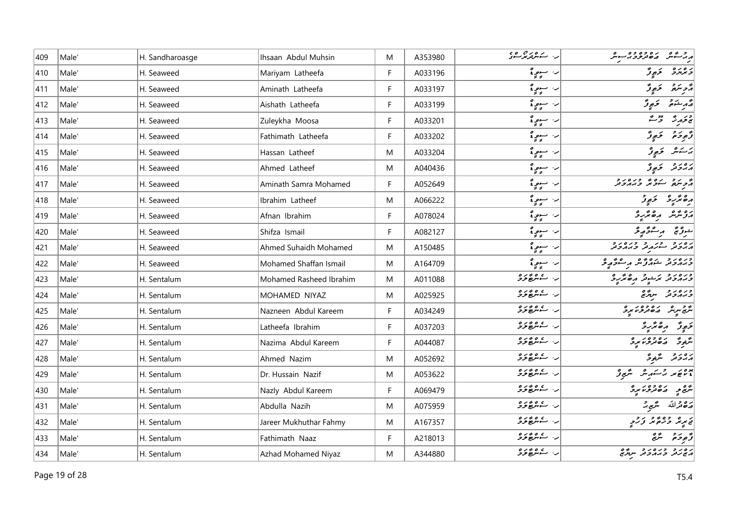| 409 | Male' | H. Sandharoasge | Ihsaan Abdul Muhsin | M | A353980 | ހ. ސަންދަރޯސްގެ | އިޙްސާން އަބްދުލްމުޙްސިން |
|---|---|---|---|---|---|---|---|
| 410 | Male' | H. Seaweed | Mariyam Latheefa | F | A033196 | ހ. ސީވީޑް | މަރިޔަމް ލަޠީފާ |
| 411 | Male' | H. Seaweed | Aminath Latheefa | F | A033197 | ހ. ސީވީޑް | އާމިނަތު ލަޠީފާ |
| 412 | Male' | H. Seaweed | Aishath Latheefa | F | A033199 | ހ. ސީވީޑް | އާއިޝަތު ލަޠީފާ |
| 413 | Male' | H. Seaweed | Zuleykha Moosa | F | A033201 | ހ. ސީވީޑް | ޒުލައިޚާ މޫސާ |
| 414 | Male' | H. Seaweed | Fathimath Latheefa | F | A033202 | ހ. ސީވީޑް | ފާތިމަތު ލަޠީފާ |
| 415 | Male' | H. Seaweed | Hassan Latheef | M | A033204 | ހ. ސީވީޑް | ޙަސަން ލަޠީފް |
| 416 | Male' | H. Seaweed | Ahmed Latheef | M | A040436 | ހ. ސީވީޑް | އަޙްމަދު ލަޠީފް |
| 417 | Male' | H. Seaweed | Aminath Samra Mohamed | F | A052649 | ހ. ސީވީޑް | އާމިނަތު ސަމްރާ މުޙައްމަދު |
| 418 | Male' | H. Seaweed | Ibrahim Latheef | M | A066222 | ހ. ސީވީޑް | އިބްރާހީމް ލަޠީފް |
| 419 | Male' | H. Seaweed | Afnan Ibrahim | F | A078024 | ހ. ސީވީޑް | އަފްނާން އިބްރާހީމް |
| 420 | Male' | H. Seaweed | Shifza Ismail | F | A082127 | ހ. ސީވީޑް | ޝިފްޒާ އިސްމާޢީލް |
| 421 | Male' | H. Seaweed | Ahmed Suhaidh Mohamed | M | A150485 | ހ. ސީވީޑް | އަޙްމަދު ސުހައިދު މުޙައްމަދު |
| 422 | Male' | H. Seaweed | Mohamed Shaffan Ismail | M | A164709 | ހ. ސީވީޑް | މުޙައްމަދު ޝައްފާން އިސްމާޢީލް |
| 423 | Male' | H. Sentalum | Mohamed Rasheed Ibrahim | M | A011088 | ހ. ސެންޓަލަމް | މުޙައްމަދު ރަޝީދު އިބްރާހީމް |
| 424 | Male' | H. Sentalum | MOHAMED NIYAZ | M | A025925 | ހ. ސެންޓަލަމް | މުޙައްމަދު ނިޔާޒް |
| 425 | Male' | H. Sentalum | Nazneen Abdul Kareem | F | A034249 | ހ. ސެންޓަލަމް | ނާޒްނީން އަބްދުލްކަރީމް |
| 426 | Male' | H. Sentalum | Latheefa Ibrahim | F | A037203 | ހ. ސެންޓަލަމް | ލަޠީފާ އިބްރާހީމް |
| 427 | Male' | H. Sentalum | Nazima Abdul Kareem | F | A044087 | ހ. ސެންޓަލަމް | ނާޒިމާ އަބްދުލްކަރީމް |
| 428 | Male' | H. Sentalum | Ahmed Nazim | M | A052692 | ހ. ސެންޓަލަމް | އަޙްމަދު ނާޒިމް |
| 429 | Male' | H. Sentalum | Dr. Hussain Nazif | M | A053622 | ހ. ސެންޓަލަމް | ޑޮކްޓަރ ޙުސައިން ނާޒިފް |
| 430 | Male' | H. Sentalum | Nazly Abdul Kareem | F | A069479 | ހ. ސެންޓަލަމް | ނާޒްލީ އަބްދުލްކަރީމް |
| 431 | Male' | H. Sentalum | Abdulla Nazih | M | A075959 | ހ. ސެންޓަލަމް | އަބްދުﷲ ނާޒިހް |
| 432 | Male' | H. Sentalum | Jareer Mukhuthar Fahmy | M | A167357 | ހ. ސެންޓަލަމް | ޖަރީރު މުޚްތާރު ފަހުމީ |
| 433 | Male' | H. Sentalum | Fathimath Naaz | F | A218013 | ހ. ސެންޓަލަމް | ފާތިމަތު ނާޒް |
| 434 | Male' | H. Sentalum | Azhad Mohamed Niyaz | M | A344880 | ހ. ސެންޓަލަމް | އަޒްހަދު މުޙައްމަދު ނިޔާޒް |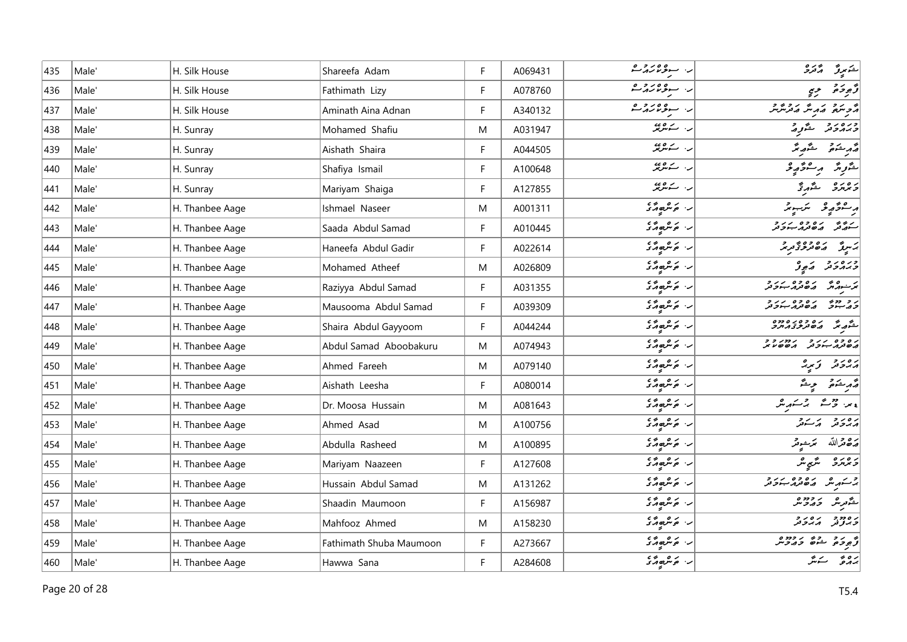| 435 | Male' | H. Silk House | Shareefa Adam | F | A069431 | ހ. ސިލްކްހައުސް | ޝަރީފާ އާދަމް |
|---|---|---|---|---|---|---|---|
| 436 | Male' | H. Silk House | Fathimath Lizy | F | A078760 | ހ. ސިލްކްހައުސް | ފާތިމަތު ލިޒީ |
| 437 | Male' | H. Silk House | Aminath Aina Adnan | F | A340132 | ހ. ސިލްކްހައުސް | އާމިނަތު އައިނާ އަދުނާނު |
| 438 | Male' | H. Sunray | Mohamed Shafiu | M | A031947 | ހ. ސަންރޭ | މުހައްމަދު ޝާފިއު |
| 439 | Male' | H. Sunray | Aishath Shaira | F | A044505 | ހ. ސަންރޭ | އައިޝަތު ޝާއިރާ |
| 440 | Male' | H. Sunray | Shafiya Ismail | F | A100648 | ހ. ސަންރޭ | ޝާފިޔާ އިސްމާއީލް |
| 441 | Male' | H. Sunray | Mariyam Shaiga | F | A127855 | ހ. ސަންރޭ | މަރިޔަމް ޝާއިގާ |
| 442 | Male' | H. Thanbee Aage | Ishmael Naseer | M | A001311 | ހ. ތަންބީއާގެ | އިސްމާއީލް ނަސީރު |
| 443 | Male' | H. Thanbee Aage | Saada Abdul Samad | F | A010445 | ހ. ތަންބީއާގެ | ސައުދާ އަބްދުލްސަމަދު |
| 444 | Male' | H. Thanbee Aage | Haneefa Abdul Gadir | F | A022614 | ހ. ތަންބީއާގެ | ހަނީފާ އަބްދުލްގާދިރު |
| 445 | Male' | H. Thanbee Aage | Mohamed Atheef | M | A026809 | ހ. ތަންބީއާގެ | މުހައްމަދު އަތީފް |
| 446 | Male' | H. Thanbee Aage | Raziyya Abdul Samad | F | A031355 | ހ. ތަންބީއާގެ | ރަޟިއްޔާ އަބްދުލްސަމަދު |
| 447 | Male' | H. Thanbee Aage | Mausooma Abdul Samad | F | A039309 | ހ. ތަންބީއާގެ | މައުސޫމާ އަބްދުލްސަމަދު |
| 448 | Male' | H. Thanbee Aage | Shaira Abdul Gayyoom | F | A044244 | ހ. ތަންބީއާގެ | ޝާއިރާ އަބްދުލްގައްޔޫމް |
| 449 | Male' | H. Thanbee Aage | Abdul Samad Aboobakuru | M | A074943 | ހ. ތަންބީއާގެ | އަބްދުލްސަމަދު އަބޫބަކުރު |
| 450 | Male' | H. Thanbee Aage | Ahmed Fareeh | M | A079140 | ހ. ތަންބީއާގެ | އަޙްމަދު ފަރީޙް |
| 451 | Male' | H. Thanbee Aage | Aishath Leesha | F | A080014 | ހ. ތަންބީއާގެ | އައިޝަތު ލީޝާ |
| 452 | Male' | H. Thanbee Aage | Dr. Moosa Hussain | M | A081643 | ހ. ތަންބީއާގެ | ޑރ. މޫސާ ހުސައިން |
| 453 | Male' | H. Thanbee Aage | Ahmed Asad | M | A100756 | ހ. ތަންބީއާގެ | އަޙްމަދު އަސަދު |
| 454 | Male' | H. Thanbee Aage | Abdulla Rasheed | M | A100895 | ހ. ތަންބީއާގެ | އަބްދުﷲ ރަޝީދު |
| 455 | Male' | H. Thanbee Aage | Mariyam Naazeen | F | A127608 | ހ. ތަންބީއާގެ | މަރިޔަމް ނާޒީން |
| 456 | Male' | H. Thanbee Aage | Hussain Abdul Samad | M | A131262 | ހ. ތަންބީއާގެ | ހުސައިން އަބްދުލްސަމަދު |
| 457 | Male' | H. Thanbee Aage | Shaadin Maumoon | F | A156987 | ހ. ތަންބީއާގެ | ޝާދިން މައުމޫން |
| 458 | Male' | H. Thanbee Aage | Mahfooz Ahmed | M | A158230 | ހ. ތަންބީއާގެ | މަޙްފޫޒު އަޙްމަދު |
| 459 | Male' | H. Thanbee Aage | Fathimath Shuba Maumoon | F | A273667 | ހ. ތަންބީއާގެ | ފާތިމަތު ޝުބާ މައުމޫން |
| 460 | Male' | H. Thanbee Aage | Hawwa Sana | F | A284608 | ހ. ތަންބީއާގެ | ހައްވާ ސަނާ |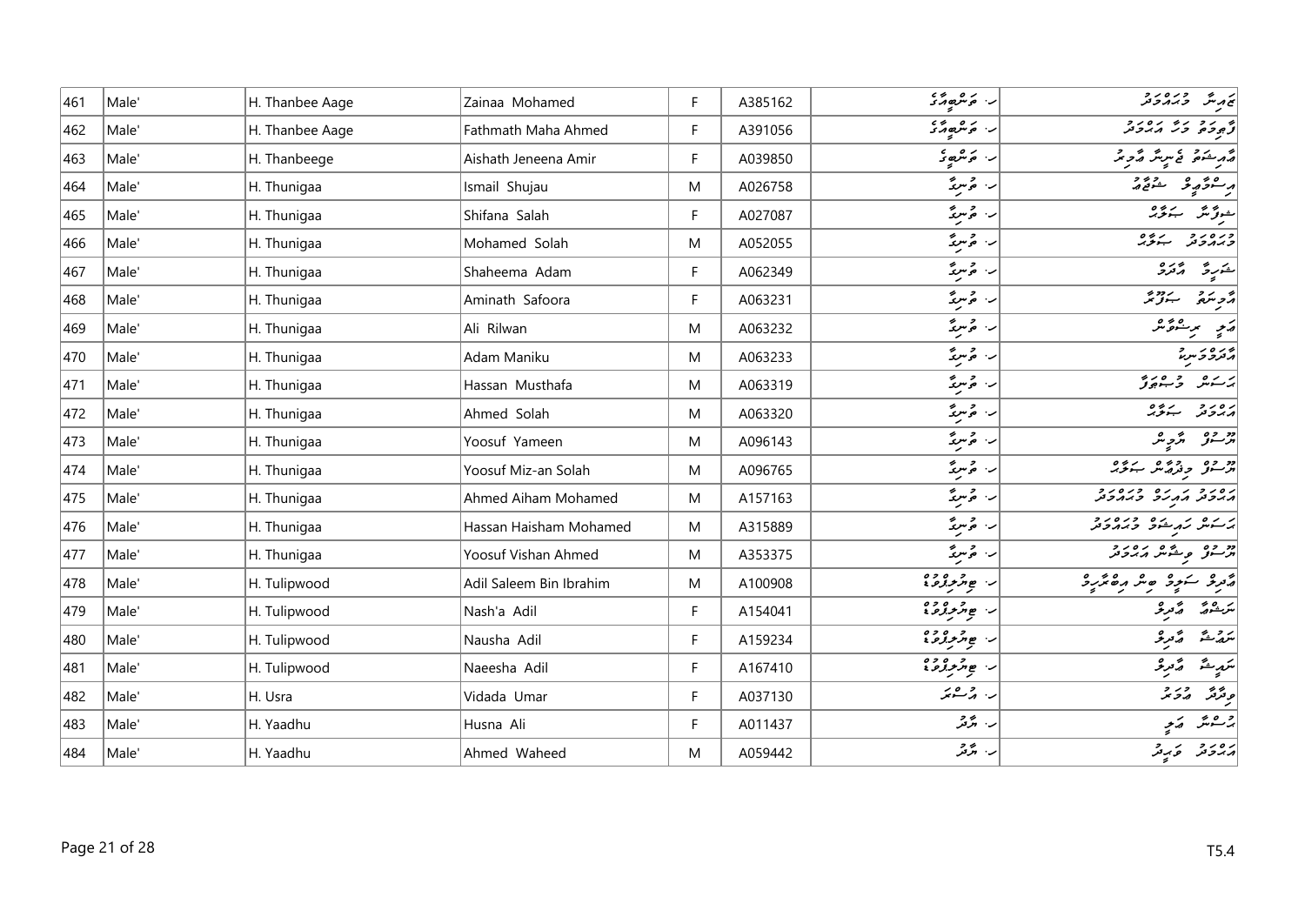| 461 | Male' | H. Thanbee Aage | Zainaa Mohamed | F | A385162 | ހ. ތަންބީއާގެ | ޒައިނާ މުހައްމަދު |
|---|---|---|---|---|---|---|---|
| 462 | Male' | H. Thanbee Aage | Fathmath Maha Ahmed | F | A391056 | ހ. ތަންބީއާގެ | ފާތިމަތު މަހާ އަހްމަދު |
| 463 | Male' | H. Thanbeege | Aishath Jeneena Amir | F | A039850 | ހ. ތަންބީގެ | އައިށަތު ޖެނީނާ އާމިރު |
| 464 | Male' | H. Thunigaa | Ismail Shujau | M | A026758 | ހ. ތުނިގާ | އިސްމާއީލް ޝުޖާއު |
| 465 | Male' | H. Thunigaa | Shifana Salah | F | A027087 | ހ. ތުނިގާ | ޝިފާނާ ސަލާހް |
| 466 | Male' | H. Thunigaa | Mohamed Solah | M | A052055 | ހ. ތުނިގާ | މުހައްމަދު ސަލާހް |
| 467 | Male' | H. Thunigaa | Shaheema Adam | F | A062349 | ހ. ތުނިގާ | ޝަހީމާ އާދަމް |
| 468 | Male' | H. Thunigaa | Aminath Safoora | F | A063231 | ހ. ތުނިގާ | އާމިނަތު ސަފޫރާ |
| 469 | Male' | H. Thunigaa | Ali Rilwan | M | A063232 | ހ. ތުނިގާ | އަލި ރިލްވާން |
| 470 | Male' | H. Thunigaa | Adam Maniku | M | A063233 | ހ. ތުނިގާ | އާދަމްމަނިކު |
| 471 | Male' | H. Thunigaa | Hassan Musthafa | M | A063319 | ހ. ތުނިގާ | ހަސަން މުސްތަފާ |
| 472 | Male' | H. Thunigaa | Ahmed Solah | M | A063320 | ހ. ތުނިގާ | އަހްމަދު ސަލާހް |
| 473 | Male' | H. Thunigaa | Yoosuf Yameen | M | A096143 | ހ. ތުނިގާ | ޔޫސުފް ޔާމީން |
| 474 | Male' | H. Thunigaa | Yoosuf Miz-an Solah | M | A096765 | ހ. ތުނިގާ | ޔޫސުފް މިޒްއާން ސަލާހް |
| 475 | Male' | H. Thunigaa | Ahmed Aiham Mohamed | M | A157163 | ހ. ތުނިގާ | އަހްމަދު އައިހަމް މުހައްމަދު |
| 476 | Male' | H. Thunigaa | Hassan Haisham Mohamed | M | A315889 | ހ. ތުނިގާ | ހަސަން ހައިޝަމް މުހައްމަދު |
| 477 | Male' | H. Thunigaa | Yoosuf Vishan Ahmed | M | A353375 | ހ. ތުނިގާ | ޔޫސުފް ވިޝާން އަހްމަދު |
| 478 | Male' | H. Tulipwood | Adil Saleem Bin Ibrahim | M | A100908 | ހ. ޓިއުލިޕްވުޑް | އާދިލް ސަލީމް ބިން އިބްރާހީމް |
| 479 | Male' | H. Tulipwood | Nash'a Adil | F | A154041 | ހ. ޓިއުލިޕްވުޑް | ނަޝްއާ އާދިލް |
| 480 | Male' | H. Tulipwood | Nausha Adil | F | A159234 | ހ. ޓިއުލިޕްވުޑް | ނައުޝާ އާދިލް |
| 481 | Male' | H. Tulipwood | Naeesha Adil | F | A167410 | ހ. ޓިއުލިޕްވުޑް | ނައީޝާ އާދިލް |
| 482 | Male' | H. Usra | Vidada Umar | F | A037130 | ހ. އުސްރާ | ވިދާދާ އުމަރު |
| 483 | Male' | H. Yaadhu | Husna Ali | F | A011437 | ހ. ޔާދު | ހުސްނާ އަލި |
| 484 | Male' | H. Yaadhu | Ahmed Waheed | M | A059442 | ހ. ޔާދު | އަހްމަދު ވަހީދު |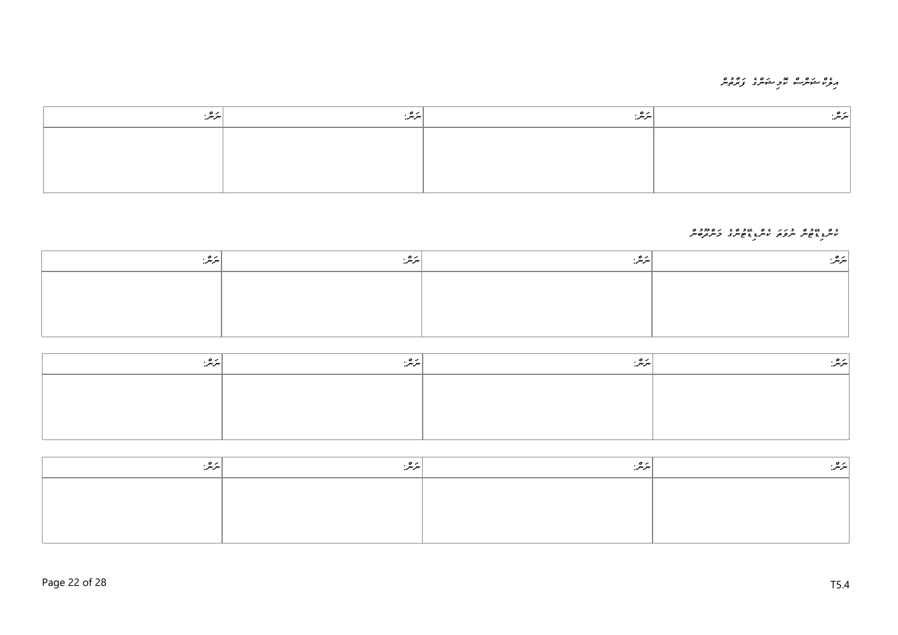## ޢިލްމީ ޝަހާދަތު ކާމިޔާބުވާ ފަރާތުން

| ނަން: | ނަން: | ނަން: | ނަން: |
|---|---|---|---|
| | | | |

## ކުންފުނީގެ ނުވަތަ އިންސްޓިޓިއުޝަނެއްގެ ތަމްރީނު

| ނަން: | ނަން: | ނަން: | ނަން: |
|---|---|---|---|
| | | | |

| ނަން: | ނަން: | ނަން: | ނަން: |
|---|---|---|---|
| | | | |

| ނަން: | ނަން: | ނަން: | ނަން: |
|---|---|---|---|
| | | | |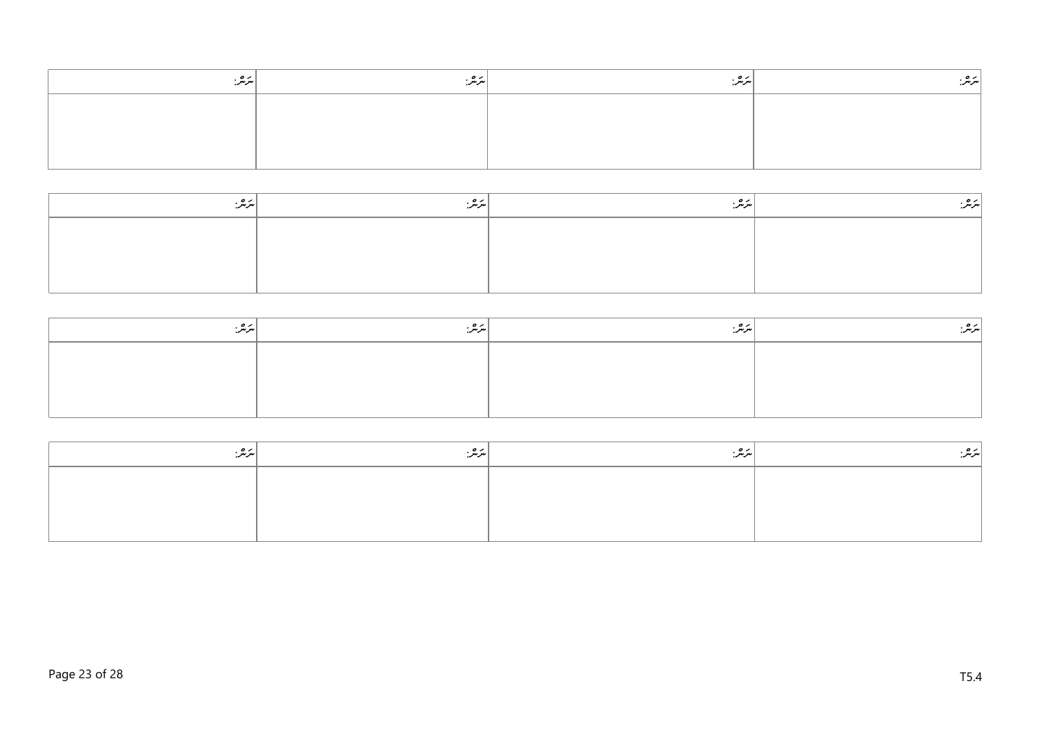| ނަންބަރު: | ނަންބަރު: | ނަންބަރު: | ނަންބަރު: |
|---|---|---|---|
| | | | |

| ނަންބަރު: | ނަންބަރު: | ނަންބަރު: | ނަންބަރު: |
|---|---|---|---|
| | | | |

| ނަންބަރު: | ނަންބަރު: | ނަންބަރު: | ނަންބަރު: |
|---|---|---|---|
| | | | |

| ނަންބަރު: | ނަންބަރު: | ނަންބަރު: | ނަންބަރު: |
|---|---|---|---|
| | | | |

T5.4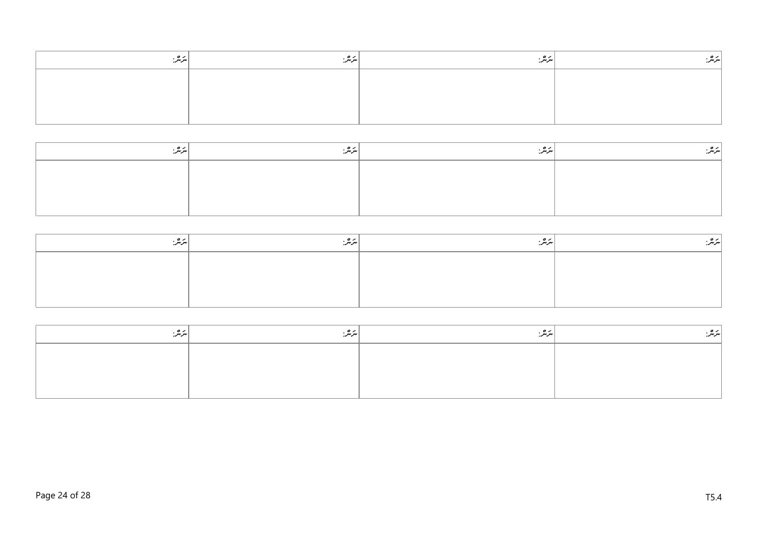| ނަންބަރު: | ނަންބަރު: | ނަންބަރު: | ނަންބަރު: |
|---|---|---|---|
| | | | |

| ނަންބަރު: | ނަންބަރު: | ނަންބަރު: | ނަންބަރު: |
|---|---|---|---|
| | | | |

| ނަންބަރު: | ނަންބަރު: | ނަންބަރު: | ނަންބަރު: |
|---|---|---|---|
| | | | |

| ނަންބަރު: | ނަންބަރު: | ނަންބަރު: | ނަންބަރު: |
|---|---|---|---|
| | | | |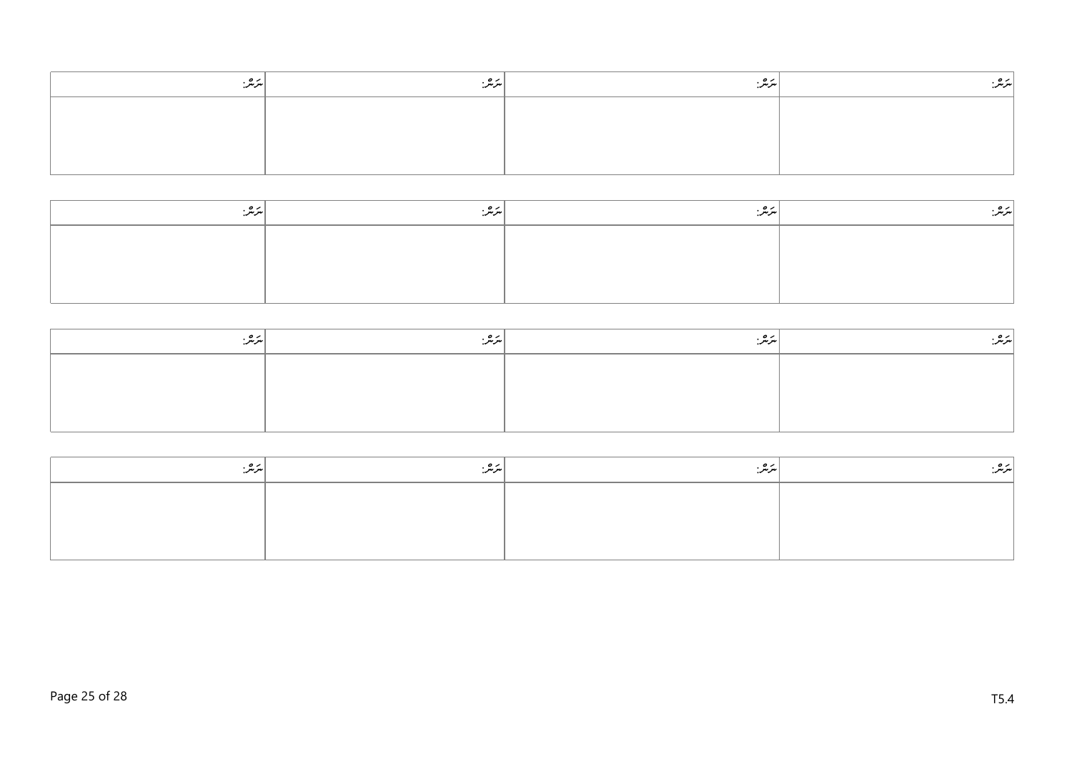| ނަންބަރު: | ނަންބަރު: | ނަންބަރު: | ނަންބަރު: |
| --- | --- | --- | --- |
| | | | |

| ނަންބަރު: | ނަންބަރު: | ނަންބަރު: | ނަންބަރު: |
| --- | --- | --- | --- |
| | | | |

| ނަންބަރު: | ނަންބަރު: | ނަންބަރު: | ނަންބަރު: |
| --- | --- | --- | --- |
| | | | |

| ނަންބަރު: | ނަންބަރު: | ނަންބަރު: | ނަންބަރު: |
| --- | --- | --- | --- |
| | | | |

T5.4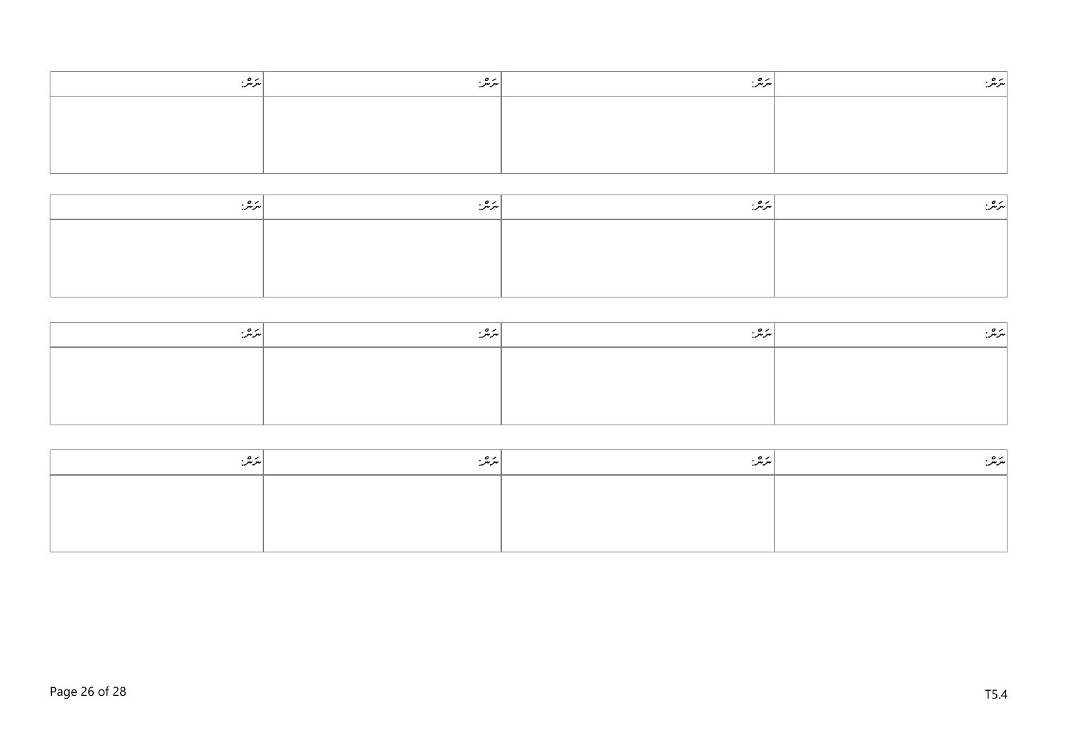| ނަންބަރު: | ނަންބަރު: | ނަންބަރު: | ނަންބަރު: |
|---|---|---|---|
| | | | |

| ނަންބަރު: | ނަންބަރު: | ނަންބަރު: | ނަންބަރު: |
|---|---|---|---|
| | | | |

| ނަންބަރު: | ނަންބަރު: | ނަންބަރު: | ނަންބަރު: |
|---|---|---|---|
| | | | |

| ނަންބަރު: | ނަންބަރު: | ނަންބަރު: | ނަންބަރު: |
|---|---|---|---|
| | | | |

T5.4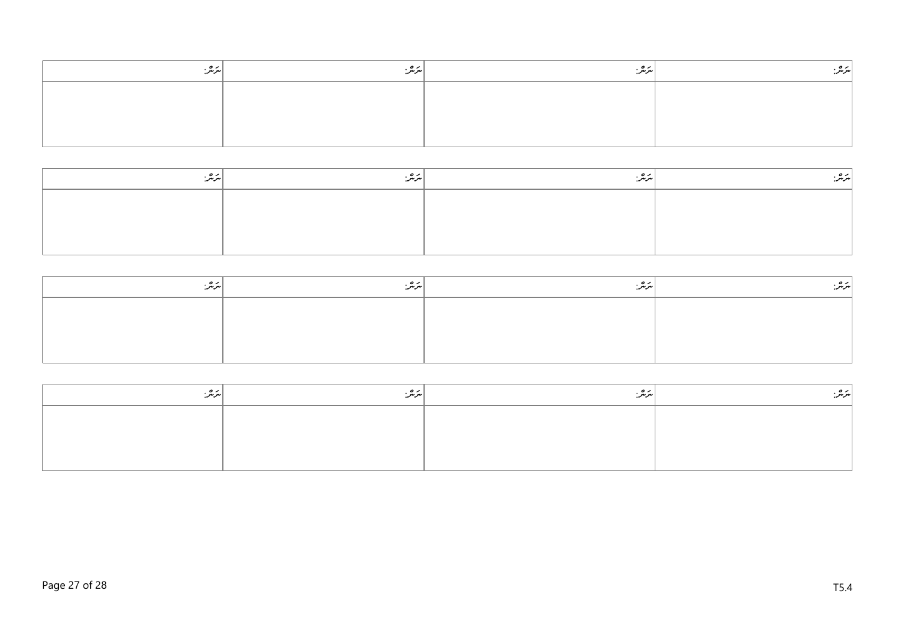| ނަރުދ: | ނަރުދ: | ނަރުދ: | ނަރުދ: |
| --- | --- | --- | --- |
| | | | |

| ނަރުދ: | ނަރުދ: | ނަރުދ: | ނަރުދ: |
| --- | --- | --- | --- |
| | | | |

| ނަރުދ: | ނަރުދ: | ނަރުދ: | ނަރުދ: |
| --- | --- | --- | --- |
| | | | |

| ނަރުދ: | ނަރުދ: | ނަރުދ: | ނަރުދ: |
| --- | --- | --- | --- |
| | | | |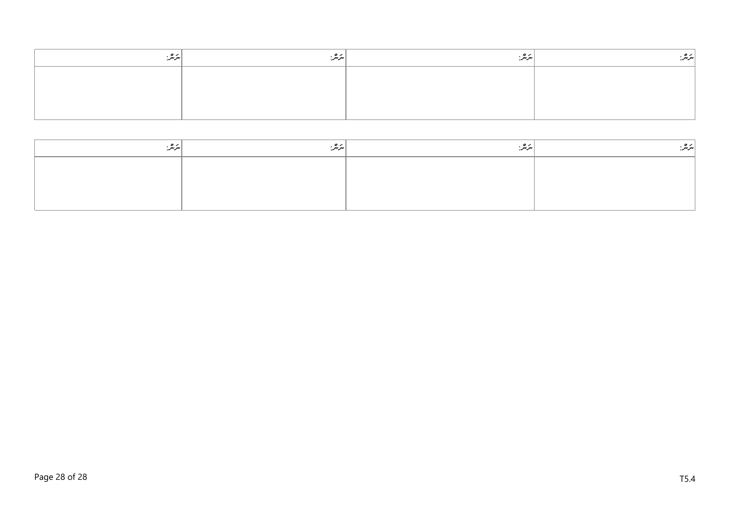| ނަރަދ: | ނަރަދ: | ނަރަދ: | ނަރަދ: |
| --- | --- | --- | --- |
| | | | |

| ނަރަދ: | ނަރަދ: | ނަރަދ: | ނަރަދ: |
| --- | --- | --- | --- |
| | | | |

T5.4